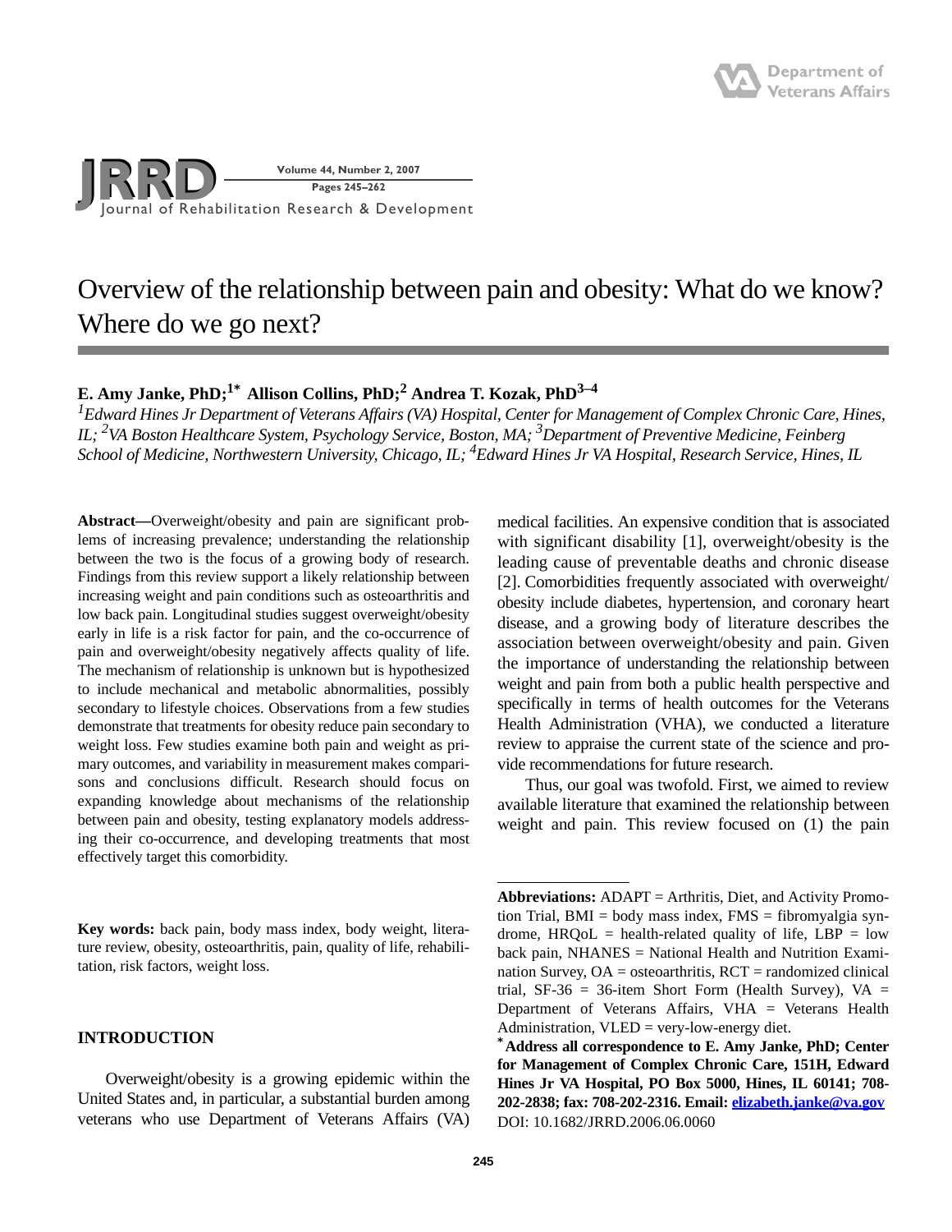# Overview of the relationship between pain and obesity: What do we know? Where do we go next?

**E. Amy Janke, PhD;[1*] Allison Collins, PhD;[2] Andrea T. Kozak, PhD[3–4]**

*[1]Edward Hines Jr Department of Veterans Affairs (VA) Hospital, Center for Management of Complex Chronic Care, Hines, IL; [2]VA Boston Healthcare System, Psychology Service, Boston, MA; [3]Department of Preventive Medicine, Feinberg School of Medicine, Northwestern University, Chicago, IL; [4]Edward Hines Jr VA Hospital, Research Service, Hines, IL*

**Abstract**—Overweight/obesity and pain are significant problems of increasing prevalence; understanding the relationship between the two is the focus of a growing body of research. Findings from this review support a likely relationship between increasing weight and pain conditions such as osteoarthritis and low back pain. Longitudinal studies suggest overweight/obesity early in life is a risk factor for pain, and the co-occurrence of pain and overweight/obesity negatively affects quality of life. The mechanism of relationship is unknown but is hypothesized to include mechanical and metabolic abnormalities, possibly secondary to lifestyle choices. Observations from a few studies demonstrate that treatments for obesity reduce pain secondary to weight loss. Few studies examine both pain and weight as primary outcomes, and variability in measurement makes comparisons and conclusions difficult. Research should focus on expanding knowledge about mechanisms of the relationship between pain and obesity, testing explanatory models addressing their co-occurrence, and developing treatments that most effectively target this comorbidity.

**Key words:** back pain, body mass index, body weight, literature review, obesity, osteoarthritis, pain, quality of life, rehabilitation, risk factors, weight loss.

## INTRODUCTION

Overweight/obesity is a growing epidemic within the United States and, in particular, a substantial burden among veterans who use Department of Veterans Affairs (VA) medical facilities. An expensive condition that is associated with significant disability [1], overweight/obesity is the leading cause of preventable deaths and chronic disease [2]. Comorbidities frequently associated with overweight/obesity include diabetes, hypertension, and coronary heart disease, and a growing body of literature describes the association between overweight/obesity and pain. Given the importance of understanding the relationship between weight and pain from both a public health perspective and specifically in terms of health outcomes for the Veterans Health Administration (VHA), we conducted a literature review to appraise the current state of the science and provide recommendations for future research.

Thus, our goal was twofold. First, we aimed to review available literature that examined the relationship between weight and pain. This review focused on (1) the pain

---

**Abbreviations:** ADAPT = Arthritis, Diet, and Activity Promotion Trial, BMI = body mass index, FMS = fibromyalgia syndrome, HRQoL = health-related quality of life, LBP = low back pain, NHANES = National Health and Nutrition Examination Survey, OA = osteoarthritis, RCT = randomized clinical trial, SF-36 = 36-item Short Form (Health Survey), VA = Department of Veterans Affairs, VHA = Veterans Health Administration, VLED = very-low-energy diet.

**[*]Address all correspondence to E. Amy Janke, PhD; Center for Management of Complex Chronic Care, 151H, Edward Hines Jr VA Hospital, PO Box 5000, Hines, IL 60141; 708-202-2838; fax: 708-202-2316. Email: elizabeth.janke@va.gov**

DOI: 10.1682/JRRD.2006.06.0060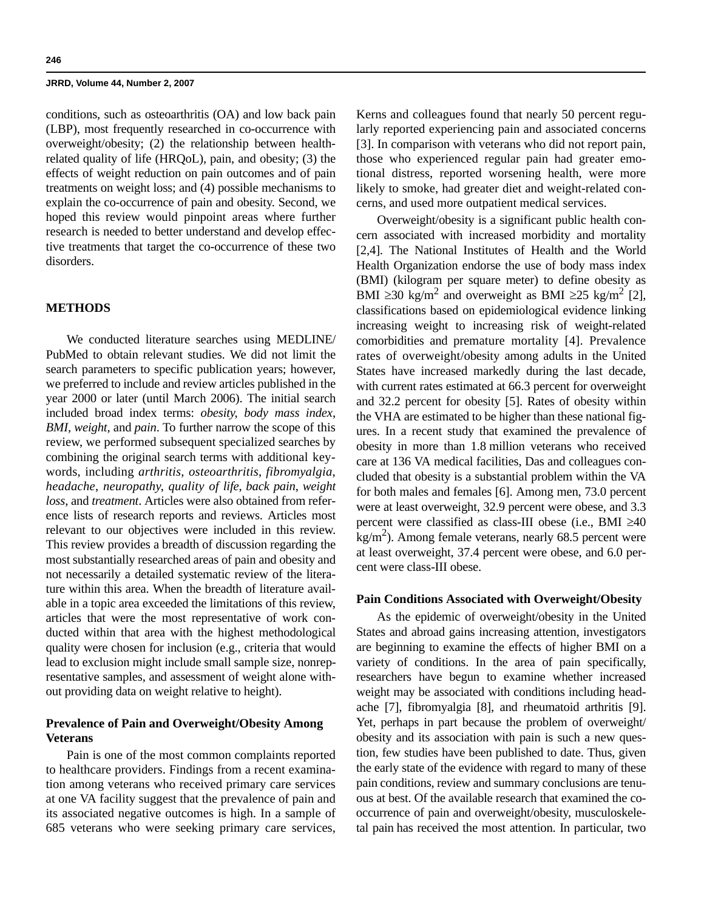conditions, such as osteoarthritis (OA) and low back pain (LBP), most frequently researched in co-occurrence with overweight/obesity; (2) the relationship between health-related quality of life (HRQoL), pain, and obesity; (3) the effects of weight reduction on pain outcomes and of pain treatments on weight loss; and (4) possible mechanisms to explain the co-occurrence of pain and obesity. Second, we hoped this review would pinpoint areas where further research is needed to better understand and develop effective treatments that target the co-occurrence of these two disorders.

## METHODS

We conducted literature searches using MEDLINE/PubMed to obtain relevant studies. We did not limit the search parameters to specific publication years; however, we preferred to include and review articles published in the year 2000 or later (until March 2006). The initial search included broad index terms: *obesity*, *body mass index*, *BMI*, *weight*, and *pain*. To further narrow the scope of this review, we performed subsequent specialized searches by combining the original search terms with additional keywords, including *arthritis*, *osteoarthritis*, *fibromyalgia*, *headache*, *neuropathy*, *quality of life*, *back pain*, *weight loss*, and *treatment*. Articles were also obtained from reference lists of research reports and reviews. Articles most relevant to our objectives were included in this review. This review provides a breadth of discussion regarding the most substantially researched areas of pain and obesity and not necessarily a detailed systematic review of the literature within this area. When the breadth of literature available in a topic area exceeded the limitations of this review, articles that were the most representative of work conducted within that area with the highest methodological quality were chosen for inclusion (e.g., criteria that would lead to exclusion might include small sample size, nonrepresentative samples, and assessment of weight alone without providing data on weight relative to height).

### Prevalence of Pain and Overweight/Obesity Among Veterans

Pain is one of the most common complaints reported to healthcare providers. Findings from a recent examination among veterans who received primary care services at one VA facility suggest that the prevalence of pain and its associated negative outcomes is high. In a sample of 685 veterans who were seeking primary care services, Kerns and colleagues found that nearly 50 percent regularly reported experiencing pain and associated concerns [3]. In comparison with veterans who did not report pain, those who experienced regular pain had greater emotional distress, reported worsening health, were more likely to smoke, had greater diet and weight-related concerns, and used more outpatient medical services.

Overweight/obesity is a significant public health concern associated with increased morbidity and mortality [2,4]. The National Institutes of Health and the World Health Organization endorse the use of body mass index (BMI) (kilogram per square meter) to define obesity as BMI $\geq$30 kg/m$^2$ and overweight as BMI $\geq$25 kg/m$^2$ [2], classifications based on epidemiological evidence linking increasing weight to increasing risk of weight-related comorbidities and premature mortality [4]. Prevalence rates of overweight/obesity among adults in the United States have increased markedly during the last decade, with current rates estimated at 66.3 percent for overweight and 32.2 percent for obesity [5]. Rates of obesity within the VHA are estimated to be higher than these national figures. In a recent study that examined the prevalence of obesity in more than 1.8 million veterans who received care at 136 VA medical facilities, Das and colleagues concluded that obesity is a substantial problem within the VA for both males and females [6]. Among men, 73.0 percent were at least overweight, 32.9 percent were obese, and 3.3 percent were classified as class-III obese (i.e., BMI $\geq$40 kg/m$^2$). Among female veterans, nearly 68.5 percent were at least overweight, 37.4 percent were obese, and 6.0 percent were class-III obese.

### Pain Conditions Associated with Overweight/Obesity

As the epidemic of overweight/obesity in the United States and abroad gains increasing attention, investigators are beginning to examine the effects of higher BMI on a variety of conditions. In the area of pain specifically, researchers have begun to examine whether increased weight may be associated with conditions including headache [7], fibromyalgia [8], and rheumatoid arthritis [9]. Yet, perhaps in part because the problem of overweight/obesity and its association with pain is such a new question, few studies have been published to date. Thus, given the early state of the evidence with regard to many of these pain conditions, review and summary conclusions are tenuous at best. Of the available research that examined the co-occurrence of pain and overweight/obesity, musculoskeletal pain has received the most attention. In particular, two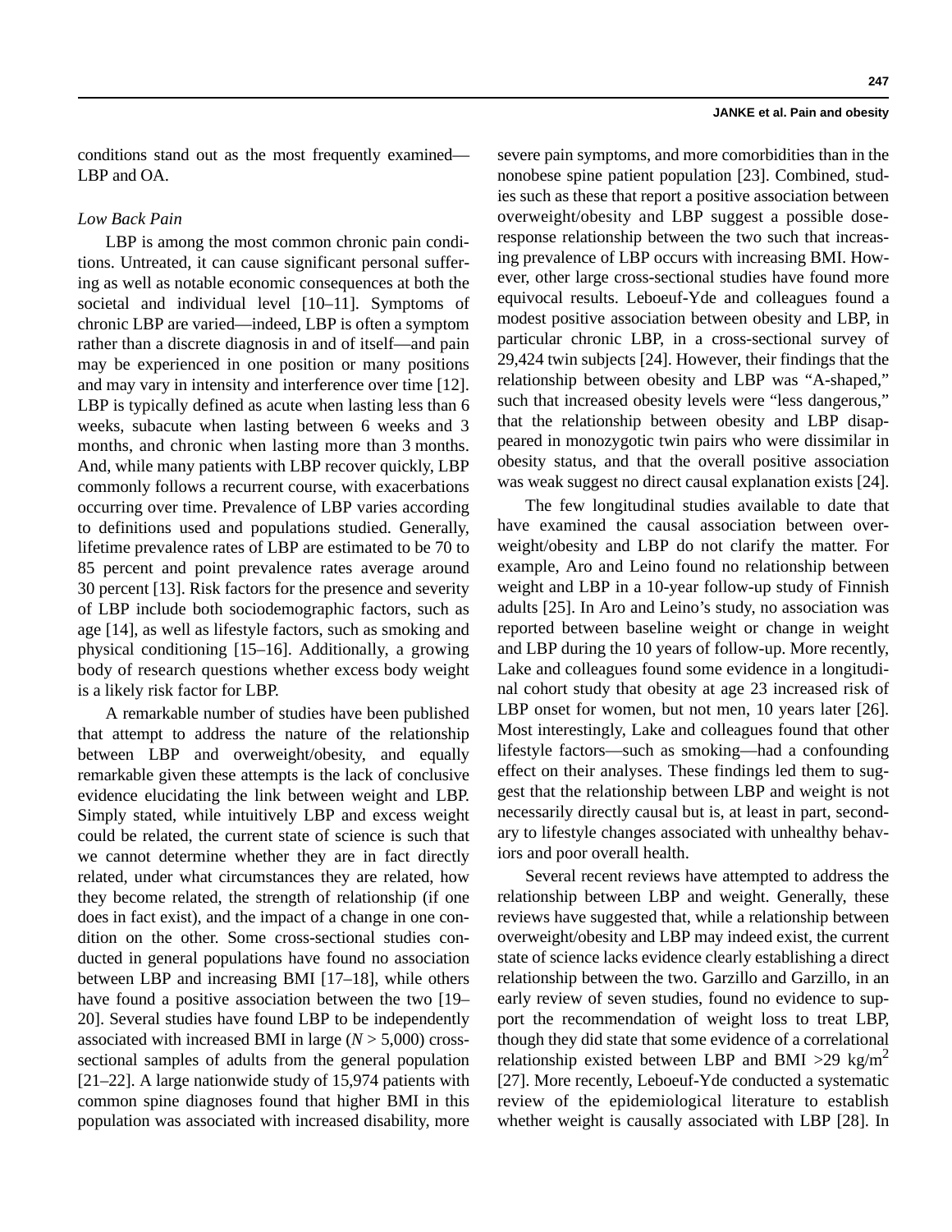conditions stand out as the most frequently examined—LBP and OA.

### *Low Back Pain*

LBP is among the most common chronic pain conditions. Untreated, it can cause significant personal suffering as well as notable economic consequences at both the societal and individual level [10–11]. Symptoms of chronic LBP are varied—indeed, LBP is often a symptom rather than a discrete diagnosis in and of itself—and pain may be experienced in one position or many positions and may vary in intensity and interference over time [12]. LBP is typically defined as acute when lasting less than 6 weeks, subacute when lasting between 6 weeks and 3 months, and chronic when lasting more than 3 months. And, while many patients with LBP recover quickly, LBP commonly follows a recurrent course, with exacerbations occurring over time. Prevalence of LBP varies according to definitions used and populations studied. Generally, lifetime prevalence rates of LBP are estimated to be 70 to 85 percent and point prevalence rates average around 30 percent [13]. Risk factors for the presence and severity of LBP include both sociodemographic factors, such as age [14], as well as lifestyle factors, such as smoking and physical conditioning [15–16]. Additionally, a growing body of research questions whether excess body weight is a likely risk factor for LBP.

A remarkable number of studies have been published that attempt to address the nature of the relationship between LBP and overweight/obesity, and equally remarkable given these attempts is the lack of conclusive evidence elucidating the link between weight and LBP. Simply stated, while intuitively LBP and excess weight could be related, the current state of science is such that we cannot determine whether they are in fact directly related, under what circumstances they are related, how they become related, the strength of relationship (if one does in fact exist), and the impact of a change in one condition on the other. Some cross-sectional studies conducted in general populations have found no association between LBP and increasing BMI [17–18], while others have found a positive association between the two [19–20]. Several studies have found LBP to be independently associated with increased BMI in large ($N > 5{,}000$) cross-sectional samples of adults from the general population [21–22]. A large nationwide study of 15,974 patients with common spine diagnoses found that higher BMI in this population was associated with increased disability, more severe pain symptoms, and more comorbidities than in the nonobese spine patient population [23]. Combined, studies such as these that report a positive association between overweight/obesity and LBP suggest a possible dose-response relationship between the two such that increasing prevalence of LBP occurs with increasing BMI. However, other large cross-sectional studies have found more equivocal results. Leboeuf-Yde and colleagues found a modest positive association between obesity and LBP, in particular chronic LBP, in a cross-sectional survey of 29,424 twin subjects [24]. However, their findings that the relationship between obesity and LBP was "A-shaped," such that increased obesity levels were "less dangerous," that the relationship between obesity and LBP disappeared in monozygotic twin pairs who were dissimilar in obesity status, and that the overall positive association was weak suggest no direct causal explanation exists [24].

The few longitudinal studies available to date that have examined the causal association between overweight/obesity and LBP do not clarify the matter. For example, Aro and Leino found no relationship between weight and LBP in a 10-year follow-up study of Finnish adults [25]. In Aro and Leino's study, no association was reported between baseline weight or change in weight and LBP during the 10 years of follow-up. More recently, Lake and colleagues found some evidence in a longitudinal cohort study that obesity at age 23 increased risk of LBP onset for women, but not men, 10 years later [26]. Most interestingly, Lake and colleagues found that other lifestyle factors—such as smoking—had a confounding effect on their analyses. These findings led them to suggest that the relationship between LBP and weight is not necessarily directly causal but is, at least in part, secondary to lifestyle changes associated with unhealthy behaviors and poor overall health.

Several recent reviews have attempted to address the relationship between LBP and weight. Generally, these reviews have suggested that, while a relationship between overweight/obesity and LBP may indeed exist, the current state of science lacks evidence clearly establishing a direct relationship between the two. Garzillo and Garzillo, in an early review of seven studies, found no evidence to support the recommendation of weight loss to treat LBP, though they did state that some evidence of a correlational relationship existed between LBP and BMI $>29$ kg/m$^2$ [27]. More recently, Leboeuf-Yde conducted a systematic review of the epidemiological literature to establish whether weight is causally associated with LBP [28]. In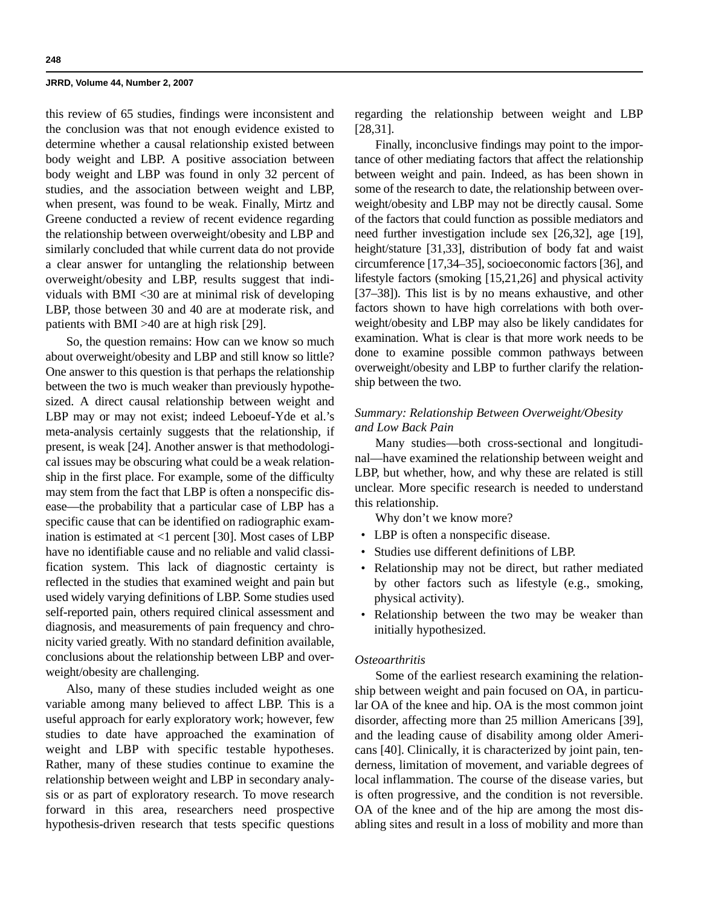this review of 65 studies, findings were inconsistent and the conclusion was that not enough evidence existed to determine whether a causal relationship existed between body weight and LBP. A positive association between body weight and LBP was found in only 32 percent of studies, and the association between weight and LBP, when present, was found to be weak. Finally, Mirtz and Greene conducted a review of recent evidence regarding the relationship between overweight/obesity and LBP and similarly concluded that while current data do not provide a clear answer for untangling the relationship between overweight/obesity and LBP, results suggest that individuals with BMI <30 are at minimal risk of developing LBP, those between 30 and 40 are at moderate risk, and patients with BMI >40 are at high risk [29].

So, the question remains: How can we know so much about overweight/obesity and LBP and still know so little? One answer to this question is that perhaps the relationship between the two is much weaker than previously hypothesized. A direct causal relationship between weight and LBP may or may not exist; indeed Leboeuf-Yde et al.'s meta-analysis certainly suggests that the relationship, if present, is weak [24]. Another answer is that methodological issues may be obscuring what could be a weak relationship in the first place. For example, some of the difficulty may stem from the fact that LBP is often a nonspecific disease—the probability that a particular case of LBP has a specific cause that can be identified on radiographic examination is estimated at <1 percent [30]. Most cases of LBP have no identifiable cause and no reliable and valid classification system. This lack of diagnostic certainty is reflected in the studies that examined weight and pain but used widely varying definitions of LBP. Some studies used self-reported pain, others required clinical assessment and diagnosis, and measurements of pain frequency and chronicity varied greatly. With no standard definition available, conclusions about the relationship between LBP and overweight/obesity are challenging.

Also, many of these studies included weight as one variable among many believed to affect LBP. This is a useful approach for early exploratory work; however, few studies to date have approached the examination of weight and LBP with specific testable hypotheses. Rather, many of these studies continue to examine the relationship between weight and LBP in secondary analysis or as part of exploratory research. To move research forward in this area, researchers need prospective hypothesis-driven research that tests specific questions regarding the relationship between weight and LBP [28,31].

Finally, inconclusive findings may point to the importance of other mediating factors that affect the relationship between weight and pain. Indeed, as has been shown in some of the research to date, the relationship between overweight/obesity and LBP may not be directly causal. Some of the factors that could function as possible mediators and need further investigation include sex [26,32], age [19], height/stature [31,33], distribution of body fat and waist circumference [17,34–35], socioeconomic factors [36], and lifestyle factors (smoking [15,21,26] and physical activity [37–38]). This list is by no means exhaustive, and other factors shown to have high correlations with both overweight/obesity and LBP may also be likely candidates for examination. What is clear is that more work needs to be done to examine possible common pathways between overweight/obesity and LBP to further clarify the relationship between the two.

### *Summary: Relationship Between Overweight/Obesity and Low Back Pain*

Many studies—both cross-sectional and longitudinal—have examined the relationship between weight and LBP, but whether, how, and why these are related is still unclear. More specific research is needed to understand this relationship.

Why don't we know more?

- LBP is often a nonspecific disease.
- Studies use different definitions of LBP.
- Relationship may not be direct, but rather mediated by other factors such as lifestyle (e.g., smoking, physical activity).
- Relationship between the two may be weaker than initially hypothesized.

### *Osteoarthritis*

Some of the earliest research examining the relationship between weight and pain focused on OA, in particular OA of the knee and hip. OA is the most common joint disorder, affecting more than 25 million Americans [39], and the leading cause of disability among older Americans [40]. Clinically, it is characterized by joint pain, tenderness, limitation of movement, and variable degrees of local inflammation. The course of the disease varies, but is often progressive, and the condition is not reversible. OA of the knee and of the hip are among the most disabling sites and result in a loss of mobility and more than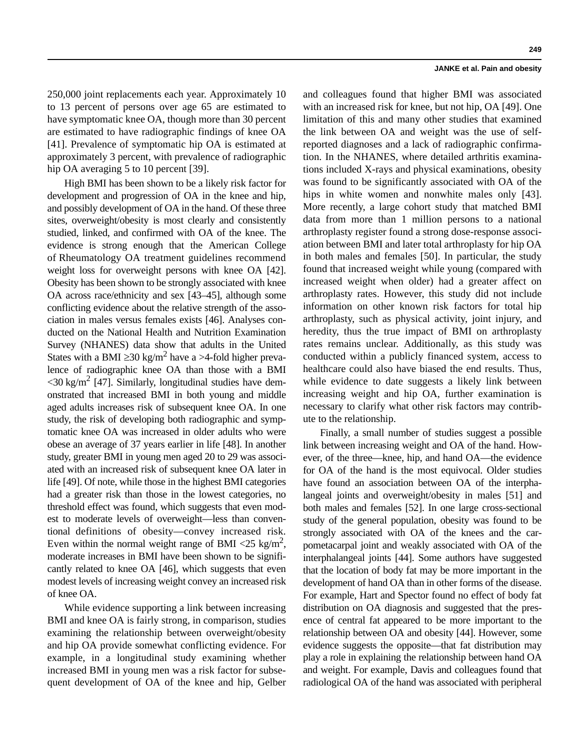250,000 joint replacements each year. Approximately 10 to 13 percent of persons over age 65 are estimated to have symptomatic knee OA, though more than 30 percent are estimated to have radiographic findings of knee OA [41]. Prevalence of symptomatic hip OA is estimated at approximately 3 percent, with prevalence of radiographic hip OA averaging 5 to 10 percent [39].

High BMI has been shown to be a likely risk factor for development and progression of OA in the knee and hip, and possibly development of OA in the hand. Of these three sites, overweight/obesity is most clearly and consistently studied, linked, and confirmed with OA of the knee. The evidence is strong enough that the American College of Rheumatology OA treatment guidelines recommend weight loss for overweight persons with knee OA [42]. Obesity has been shown to be strongly associated with knee OA across race/ethnicity and sex [43–45], although some conflicting evidence about the relative strength of the association in males versus females exists [46]. Analyses conducted on the National Health and Nutrition Examination Survey (NHANES) data show that adults in the United States with a BMI $\geq$30 kg/m$^2$ have a >4-fold higher prevalence of radiographic knee OA than those with a BMI <30 kg/m$^2$ [47]. Similarly, longitudinal studies have demonstrated that increased BMI in both young and middle aged adults increases risk of subsequent knee OA. In one study, the risk of developing both radiographic and symptomatic knee OA was increased in older adults who were obese an average of 37 years earlier in life [48]. In another study, greater BMI in young men aged 20 to 29 was associated with an increased risk of subsequent knee OA later in life [49]. Of note, while those in the highest BMI categories had a greater risk than those in the lowest categories, no threshold effect was found, which suggests that even modest to moderate levels of overweight—less than conventional definitions of obesity—convey increased risk. Even within the normal weight range of BMI <25 kg/m$^2$, moderate increases in BMI have been shown to be significantly related to knee OA [46], which suggests that even modest levels of increasing weight convey an increased risk of knee OA.

While evidence supporting a link between increasing BMI and knee OA is fairly strong, in comparison, studies examining the relationship between overweight/obesity and hip OA provide somewhat conflicting evidence. For example, in a longitudinal study examining whether increased BMI in young men was a risk factor for subsequent development of OA of the knee and hip, Gelber and colleagues found that higher BMI was associated with an increased risk for knee, but not hip, OA [49]. One limitation of this and many other studies that examined the link between OA and weight was the use of self-reported diagnoses and a lack of radiographic confirmation. In the NHANES, where detailed arthritis examinations included X-rays and physical examinations, obesity was found to be significantly associated with OA of the hips in white women and nonwhite males only [43]. More recently, a large cohort study that matched BMI data from more than 1 million persons to a national arthroplasty register found a strong dose-response association between BMI and later total arthroplasty for hip OA in both males and females [50]. In particular, the study found that increased weight while young (compared with increased weight when older) had a greater affect on arthroplasty rates. However, this study did not include information on other known risk factors for total hip arthroplasty, such as physical activity, joint injury, and heredity, thus the true impact of BMI on arthroplasty rates remains unclear. Additionally, as this study was conducted within a publicly financed system, access to healthcare could also have biased the end results. Thus, while evidence to date suggests a likely link between increasing weight and hip OA, further examination is necessary to clarify what other risk factors may contribute to the relationship.

Finally, a small number of studies suggest a possible link between increasing weight and OA of the hand. However, of the three—knee, hip, and hand OA—the evidence for OA of the hand is the most equivocal. Older studies have found an association between OA of the interphalangeal joints and overweight/obesity in males [51] and both males and females [52]. In one large cross-sectional study of the general population, obesity was found to be strongly associated with OA of the knees and the carpometacarpal joint and weakly associated with OA of the interphalangeal joints [44]. Some authors have suggested that the location of body fat may be more important in the development of hand OA than in other forms of the disease. For example, Hart and Spector found no effect of body fat distribution on OA diagnosis and suggested that the presence of central fat appeared to be more important to the relationship between OA and obesity [44]. However, some evidence suggests the opposite—that fat distribution may play a role in explaining the relationship between hand OA and weight. For example, Davis and colleagues found that radiological OA of the hand was associated with peripheral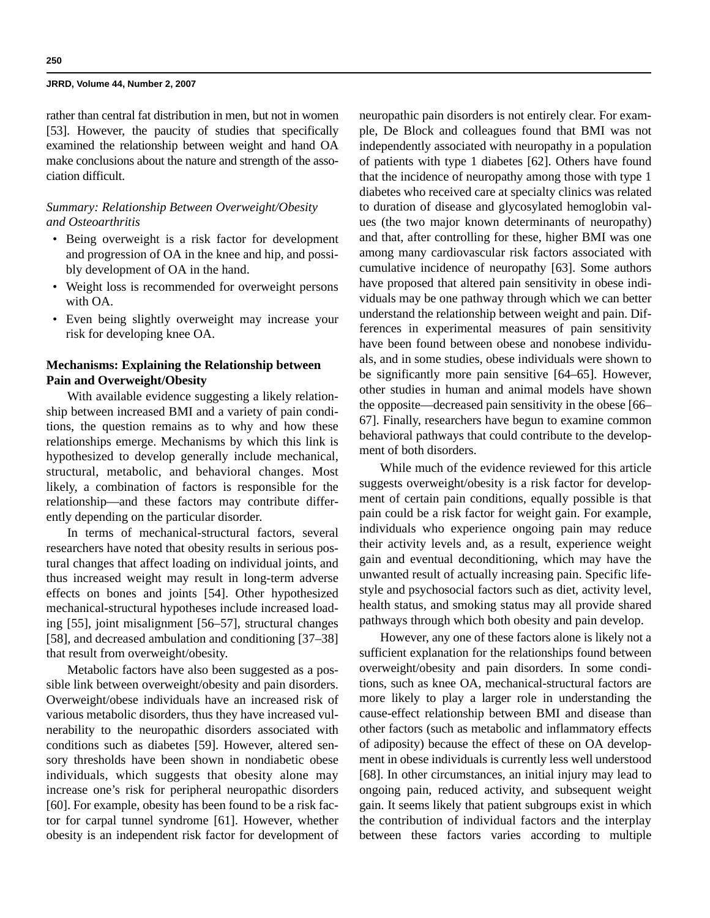rather than central fat distribution in men, but not in women [53]. However, the paucity of studies that specifically examined the relationship between weight and hand OA make conclusions about the nature and strength of the association difficult.

*Summary: Relationship Between Overweight/Obesity and Osteoarthritis*

- Being overweight is a risk factor for development and progression of OA in the knee and hip, and possibly development of OA in the hand.
- Weight loss is recommended for overweight persons with OA.
- Even being slightly overweight may increase your risk for developing knee OA.

**Mechanisms: Explaining the Relationship between Pain and Overweight/Obesity**

With available evidence suggesting a likely relationship between increased BMI and a variety of pain conditions, the question remains as to why and how these relationships emerge. Mechanisms by which this link is hypothesized to develop generally include mechanical, structural, metabolic, and behavioral changes. Most likely, a combination of factors is responsible for the relationship—and these factors may contribute differently depending on the particular disorder.

In terms of mechanical-structural factors, several researchers have noted that obesity results in serious postural changes that affect loading on individual joints, and thus increased weight may result in long-term adverse effects on bones and joints [54]. Other hypothesized mechanical-structural hypotheses include increased loading [55], joint misalignment [56–57], structural changes [58], and decreased ambulation and conditioning [37–38] that result from overweight/obesity.

Metabolic factors have also been suggested as a possible link between overweight/obesity and pain disorders. Overweight/obese individuals have an increased risk of various metabolic disorders, thus they have increased vulnerability to the neuropathic disorders associated with conditions such as diabetes [59]. However, altered sensory thresholds have been shown in nondiabetic obese individuals, which suggests that obesity alone may increase one's risk for peripheral neuropathic disorders [60]. For example, obesity has been found to be a risk factor for carpal tunnel syndrome [61]. However, whether obesity is an independent risk factor for development of neuropathic pain disorders is not entirely clear. For example, De Block and colleagues found that BMI was not independently associated with neuropathy in a population of patients with type 1 diabetes [62]. Others have found that the incidence of neuropathy among those with type 1 diabetes who received care at specialty clinics was related to duration of disease and glycosylated hemoglobin values (the two major known determinants of neuropathy) and that, after controlling for these, higher BMI was one among many cardiovascular risk factors associated with cumulative incidence of neuropathy [63]. Some authors have proposed that altered pain sensitivity in obese individuals may be one pathway through which we can better understand the relationship between weight and pain. Differences in experimental measures of pain sensitivity have been found between obese and nonobese individuals, and in some studies, obese individuals were shown to be significantly more pain sensitive [64–65]. However, other studies in human and animal models have shown the opposite—decreased pain sensitivity in the obese [66–67]. Finally, researchers have begun to examine common behavioral pathways that could contribute to the development of both disorders.

While much of the evidence reviewed for this article suggests overweight/obesity is a risk factor for development of certain pain conditions, equally possible is that pain could be a risk factor for weight gain. For example, individuals who experience ongoing pain may reduce their activity levels and, as a result, experience weight gain and eventual deconditioning, which may have the unwanted result of actually increasing pain. Specific lifestyle and psychosocial factors such as diet, activity level, health status, and smoking status may all provide shared pathways through which both obesity and pain develop.

However, any one of these factors alone is likely not a sufficient explanation for the relationships found between overweight/obesity and pain disorders. In some conditions, such as knee OA, mechanical-structural factors are more likely to play a larger role in understanding the cause-effect relationship between BMI and disease than other factors (such as metabolic and inflammatory effects of adiposity) because the effect of these on OA development in obese individuals is currently less well understood [68]. In other circumstances, an initial injury may lead to ongoing pain, reduced activity, and subsequent weight gain. It seems likely that patient subgroups exist in which the contribution of individual factors and the interplay between these factors varies according to multiple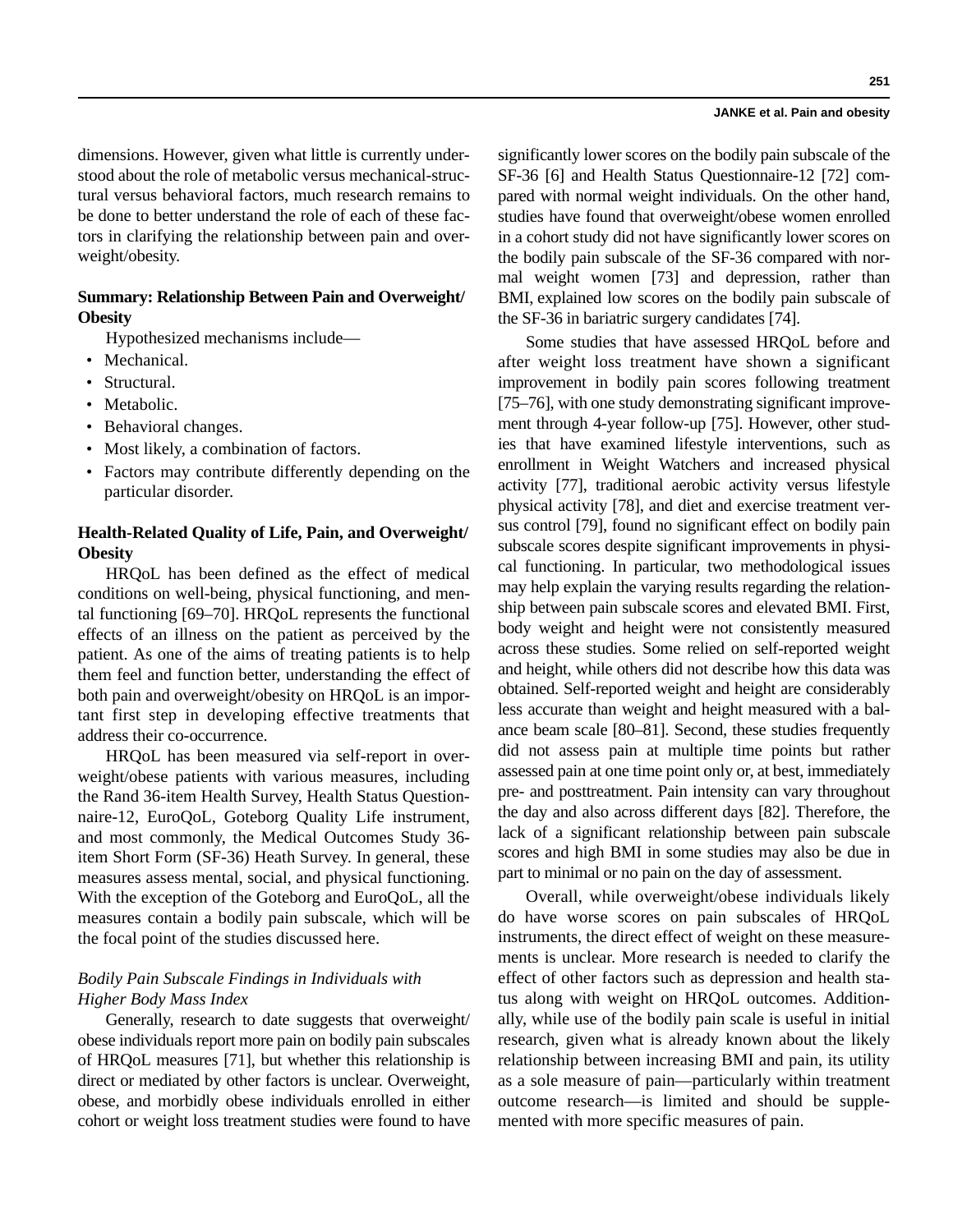dimensions. However, given what little is currently understood about the role of metabolic versus mechanical-structural versus behavioral factors, much research remains to be done to better understand the role of each of these factors in clarifying the relationship between pain and overweight/obesity.

**Summary: Relationship Between Pain and Overweight/Obesity**

Hypothesized mechanisms include—

- Mechanical.
- Structural.
- Metabolic.
- Behavioral changes.
- Most likely, a combination of factors.
- Factors may contribute differently depending on the particular disorder.

**Health-Related Quality of Life, Pain, and Overweight/Obesity**

HRQoL has been defined as the effect of medical conditions on well-being, physical functioning, and mental functioning [69–70]. HRQoL represents the functional effects of an illness on the patient as perceived by the patient. As one of the aims of treating patients is to help them feel and function better, understanding the effect of both pain and overweight/obesity on HRQoL is an important first step in developing effective treatments that address their co-occurrence.

HRQoL has been measured via self-report in overweight/obese patients with various measures, including the Rand 36-item Health Survey, Health Status Questionnaire-12, EuroQoL, Goteborg Quality Life instrument, and most commonly, the Medical Outcomes Study 36-item Short Form (SF-36) Heath Survey. In general, these measures assess mental, social, and physical functioning. With the exception of the Goteborg and EuroQoL, all the measures contain a bodily pain subscale, which will be the focal point of the studies discussed here.

*Bodily Pain Subscale Findings in Individuals with Higher Body Mass Index*

Generally, research to date suggests that overweight/obese individuals report more pain on bodily pain subscales of HRQoL measures [71], but whether this relationship is direct or mediated by other factors is unclear. Overweight, obese, and morbidly obese individuals enrolled in either cohort or weight loss treatment studies were found to have significantly lower scores on the bodily pain subscale of the SF-36 [6] and Health Status Questionnaire-12 [72] compared with normal weight individuals. On the other hand, studies have found that overweight/obese women enrolled in a cohort study did not have significantly lower scores on the bodily pain subscale of the SF-36 compared with normal weight women [73] and depression, rather than BMI, explained low scores on the bodily pain subscale of the SF-36 in bariatric surgery candidates [74].

Some studies that have assessed HRQoL before and after weight loss treatment have shown a significant improvement in bodily pain scores following treatment [75–76], with one study demonstrating significant improvement through 4-year follow-up [75]. However, other studies that have examined lifestyle interventions, such as enrollment in Weight Watchers and increased physical activity [77], traditional aerobic activity versus lifestyle physical activity [78], and diet and exercise treatment versus control [79], found no significant effect on bodily pain subscale scores despite significant improvements in physical functioning. In particular, two methodological issues may help explain the varying results regarding the relationship between pain subscale scores and elevated BMI. First, body weight and height were not consistently measured across these studies. Some relied on self-reported weight and height, while others did not describe how this data was obtained. Self-reported weight and height are considerably less accurate than weight and height measured with a balance beam scale [80–81]. Second, these studies frequently did not assess pain at multiple time points but rather assessed pain at one time point only or, at best, immediately pre- and posttreatment. Pain intensity can vary throughout the day and also across different days [82]. Therefore, the lack of a significant relationship between pain subscale scores and high BMI in some studies may also be due in part to minimal or no pain on the day of assessment.

Overall, while overweight/obese individuals likely do have worse scores on pain subscales of HRQoL instruments, the direct effect of weight on these measurements is unclear. More research is needed to clarify the effect of other factors such as depression and health status along with weight on HRQoL outcomes. Additionally, while use of the bodily pain scale is useful in initial research, given what is already known about the likely relationship between increasing BMI and pain, its utility as a sole measure of pain—particularly within treatment outcome research—is limited and should be supplemented with more specific measures of pain.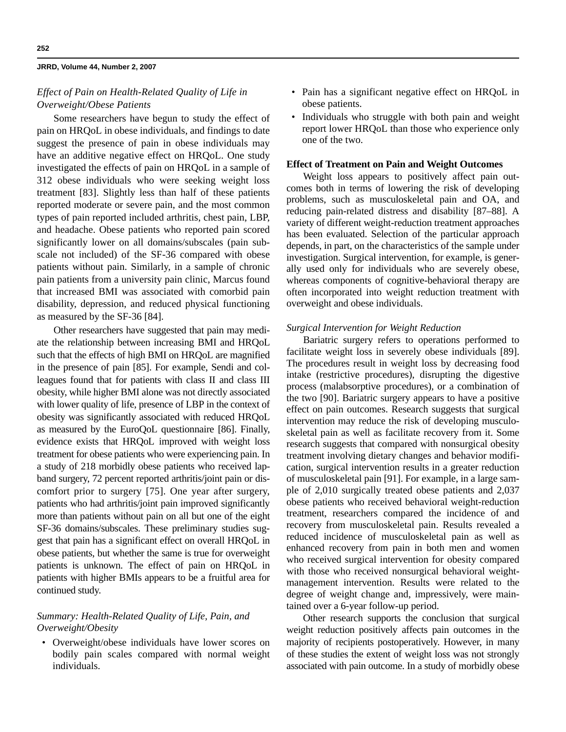### *Effect of Pain on Health-Related Quality of Life in Overweight/Obese Patients*

Some researchers have begun to study the effect of pain on HRQoL in obese individuals, and findings to date suggest the presence of pain in obese individuals may have an additive negative effect on HRQoL. One study investigated the effects of pain on HRQoL in a sample of 312 obese individuals who were seeking weight loss treatment [83]. Slightly less than half of these patients reported moderate or severe pain, and the most common types of pain reported included arthritis, chest pain, LBP, and headache. Obese patients who reported pain scored significantly lower on all domains/subscales (pain subscale not included) of the SF-36 compared with obese patients without pain. Similarly, in a sample of chronic pain patients from a university pain clinic, Marcus found that increased BMI was associated with comorbid pain disability, depression, and reduced physical functioning as measured by the SF-36 [84].

Other researchers have suggested that pain may mediate the relationship between increasing BMI and HRQoL such that the effects of high BMI on HRQoL are magnified in the presence of pain [85]. For example, Sendi and colleagues found that for patients with class II and class III obesity, while higher BMI alone was not directly associated with lower quality of life, presence of LBP in the context of obesity was significantly associated with reduced HRQoL as measured by the EuroQoL questionnaire [86]. Finally, evidence exists that HRQoL improved with weight loss treatment for obese patients who were experiencing pain. In a study of 218 morbidly obese patients who received lap-band surgery, 72 percent reported arthritis/joint pain or discomfort prior to surgery [75]. One year after surgery, patients who had arthritis/joint pain improved significantly more than patients without pain on all but one of the eight SF-36 domains/subscales. These preliminary studies suggest that pain has a significant effect on overall HRQoL in obese patients, but whether the same is true for overweight patients is unknown. The effect of pain on HRQoL in patients with higher BMIs appears to be a fruitful area for continued study.

### *Summary: Health-Related Quality of Life, Pain, and Overweight/Obesity*

- Overweight/obese individuals have lower scores on bodily pain scales compared with normal weight individuals.
- Pain has a significant negative effect on HRQoL in obese patients.
- Individuals who struggle with both pain and weight report lower HRQoL than those who experience only one of the two.

## Effect of Treatment on Pain and Weight Outcomes

Weight loss appears to positively affect pain outcomes both in terms of lowering the risk of developing problems, such as musculoskeletal pain and OA, and reducing pain-related distress and disability [87–88]. A variety of different weight-reduction treatment approaches has been evaluated. Selection of the particular approach depends, in part, on the characteristics of the sample under investigation. Surgical intervention, for example, is generally used only for individuals who are severely obese, whereas components of cognitive-behavioral therapy are often incorporated into weight reduction treatment with overweight and obese individuals.

### *Surgical Intervention for Weight Reduction*

Bariatric surgery refers to operations performed to facilitate weight loss in severely obese individuals [89]. The procedures result in weight loss by decreasing food intake (restrictive procedures), disrupting the digestive process (malabsorptive procedures), or a combination of the two [90]. Bariatric surgery appears to have a positive effect on pain outcomes. Research suggests that surgical intervention may reduce the risk of developing musculoskeletal pain as well as facilitate recovery from it. Some research suggests that compared with nonsurgical obesity treatment involving dietary changes and behavior modification, surgical intervention results in a greater reduction of musculoskeletal pain [91]. For example, in a large sample of 2,010 surgically treated obese patients and 2,037 obese patients who received behavioral weight-reduction treatment, researchers compared the incidence of and recovery from musculoskeletal pain. Results revealed a reduced incidence of musculoskeletal pain as well as enhanced recovery from pain in both men and women who received surgical intervention for obesity compared with those who received nonsurgical behavioral weight-management intervention. Results were related to the degree of weight change and, impressively, were maintained over a 6-year follow-up period.

Other research supports the conclusion that surgical weight reduction positively affects pain outcomes in the majority of recipients postoperatively. However, in many of these studies the extent of weight loss was not strongly associated with pain outcome. In a study of morbidly obese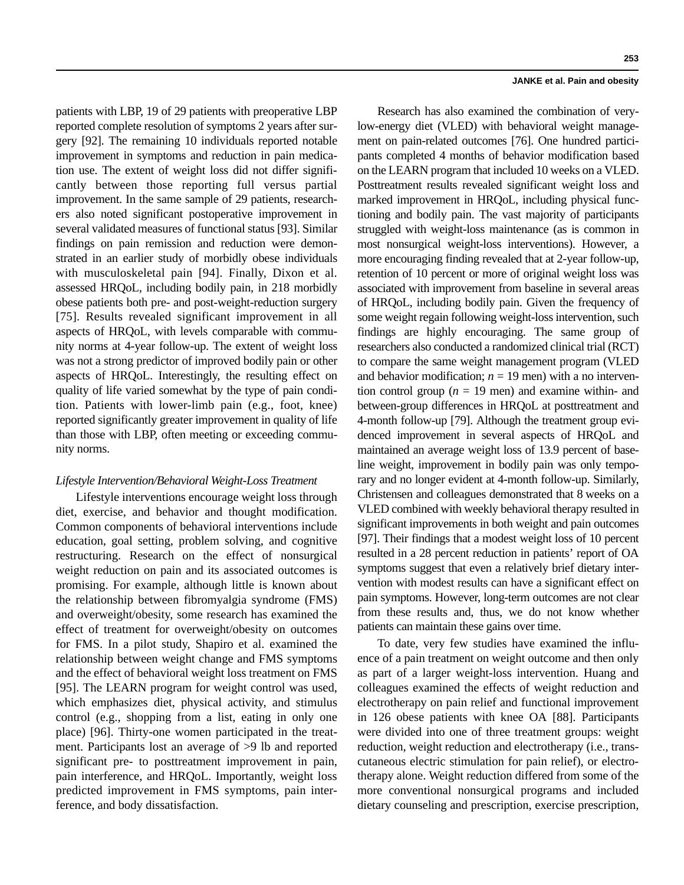patients with LBP, 19 of 29 patients with preoperative LBP reported complete resolution of symptoms 2 years after surgery [92]. The remaining 10 individuals reported notable improvement in symptoms and reduction in pain medication use. The extent of weight loss did not differ significantly between those reporting full versus partial improvement. In the same sample of 29 patients, researchers also noted significant postoperative improvement in several validated measures of functional status [93]. Similar findings on pain remission and reduction were demonstrated in an earlier study of morbidly obese individuals with musculoskeletal pain [94]. Finally, Dixon et al. assessed HRQoL, including bodily pain, in 218 morbidly obese patients both pre- and post-weight-reduction surgery [75]. Results revealed significant improvement in all aspects of HRQoL, with levels comparable with community norms at 4-year follow-up. The extent of weight loss was not a strong predictor of improved bodily pain or other aspects of HRQoL. Interestingly, the resulting effect on quality of life varied somewhat by the type of pain condition. Patients with lower-limb pain (e.g., foot, knee) reported significantly greater improvement in quality of life than those with LBP, often meeting or exceeding community norms.

*Lifestyle Intervention/Behavioral Weight-Loss Treatment*

Lifestyle interventions encourage weight loss through diet, exercise, and behavior and thought modification. Common components of behavioral interventions include education, goal setting, problem solving, and cognitive restructuring. Research on the effect of nonsurgical weight reduction on pain and its associated outcomes is promising. For example, although little is known about the relationship between fibromyalgia syndrome (FMS) and overweight/obesity, some research has examined the effect of treatment for overweight/obesity on outcomes for FMS. In a pilot study, Shapiro et al. examined the relationship between weight change and FMS symptoms and the effect of behavioral weight loss treatment on FMS [95]. The LEARN program for weight control was used, which emphasizes diet, physical activity, and stimulus control (e.g., shopping from a list, eating in only one place) [96]. Thirty-one women participated in the treatment. Participants lost an average of >9 lb and reported significant pre- to posttreatment improvement in pain, pain interference, and HRQoL. Importantly, weight loss predicted improvement in FMS symptoms, pain interference, and body dissatisfaction.

Research has also examined the combination of very-low-energy diet (VLED) with behavioral weight management on pain-related outcomes [76]. One hundred participants completed 4 months of behavior modification based on the LEARN program that included 10 weeks on a VLED. Posttreatment results revealed significant weight loss and marked improvement in HRQoL, including physical functioning and bodily pain. The vast majority of participants struggled with weight-loss maintenance (as is common in most nonsurgical weight-loss interventions). However, a more encouraging finding revealed that at 2-year follow-up, retention of 10 percent or more of original weight loss was associated with improvement from baseline in several areas of HRQoL, including bodily pain. Given the frequency of some weight regain following weight-loss intervention, such findings are highly encouraging. The same group of researchers also conducted a randomized clinical trial (RCT) to compare the same weight management program (VLED and behavior modification; $n = 19$ men) with a no intervention control group ($n = 19$ men) and examine within- and between-group differences in HRQoL at posttreatment and 4-month follow-up [79]. Although the treatment group evidenced improvement in several aspects of HRQoL and maintained an average weight loss of 13.9 percent of baseline weight, improvement in bodily pain was only temporary and no longer evident at 4-month follow-up. Similarly, Christensen and colleagues demonstrated that 8 weeks on a VLED combined with weekly behavioral therapy resulted in significant improvements in both weight and pain outcomes [97]. Their findings that a modest weight loss of 10 percent resulted in a 28 percent reduction in patients' report of OA symptoms suggest that even a relatively brief dietary intervention with modest results can have a significant effect on pain symptoms. However, long-term outcomes are not clear from these results and, thus, we do not know whether patients can maintain these gains over time.

To date, very few studies have examined the influence of a pain treatment on weight outcome and then only as part of a larger weight-loss intervention. Huang and colleagues examined the effects of weight reduction and electrotherapy on pain relief and functional improvement in 126 obese patients with knee OA [88]. Participants were divided into one of three treatment groups: weight reduction, weight reduction and electrotherapy (i.e., transcutaneous electric stimulation for pain relief), or electrotherapy alone. Weight reduction differed from some of the more conventional nonsurgical programs and included dietary counseling and prescription, exercise prescription,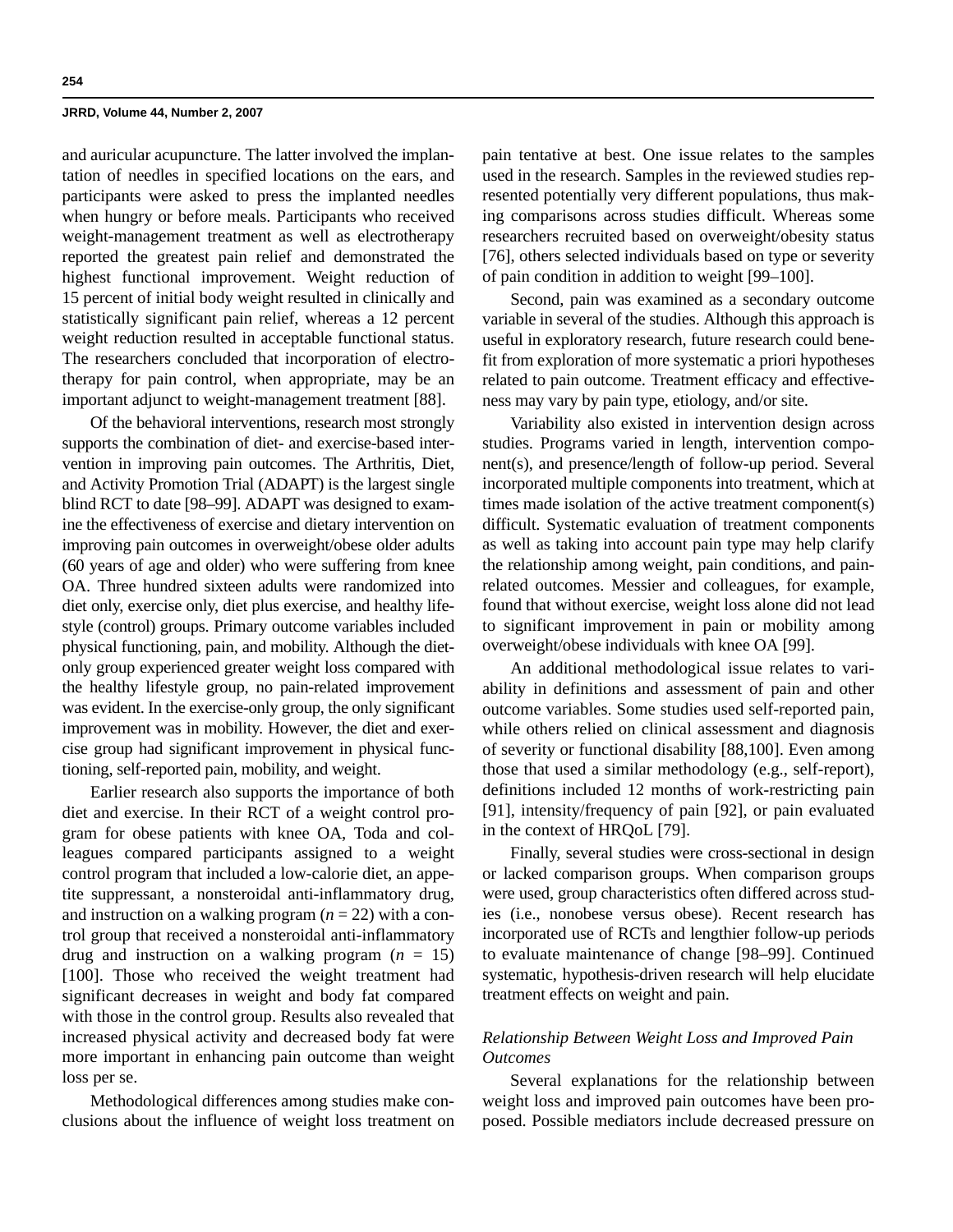and auricular acupuncture. The latter involved the implantation of needles in specified locations on the ears, and participants were asked to press the implanted needles when hungry or before meals. Participants who received weight-management treatment as well as electrotherapy reported the greatest pain relief and demonstrated the highest functional improvement. Weight reduction of 15 percent of initial body weight resulted in clinically and statistically significant pain relief, whereas a 12 percent weight reduction resulted in acceptable functional status. The researchers concluded that incorporation of electrotherapy for pain control, when appropriate, may be an important adjunct to weight-management treatment [88].

Of the behavioral interventions, research most strongly supports the combination of diet- and exercise-based intervention in improving pain outcomes. The Arthritis, Diet, and Activity Promotion Trial (ADAPT) is the largest single blind RCT to date [98–99]. ADAPT was designed to examine the effectiveness of exercise and dietary intervention on improving pain outcomes in overweight/obese older adults (60 years of age and older) who were suffering from knee OA. Three hundred sixteen adults were randomized into diet only, exercise only, diet plus exercise, and healthy lifestyle (control) groups. Primary outcome variables included physical functioning, pain, and mobility. Although the diet-only group experienced greater weight loss compared with the healthy lifestyle group, no pain-related improvement was evident. In the exercise-only group, the only significant improvement was in mobility. However, the diet and exercise group had significant improvement in physical functioning, self-reported pain, mobility, and weight.

Earlier research also supports the importance of both diet and exercise. In their RCT of a weight control program for obese patients with knee OA, Toda and colleagues compared participants assigned to a weight control program that included a low-calorie diet, an appetite suppressant, a nonsteroidal anti-inflammatory drug, and instruction on a walking program ($n = 22$) with a control group that received a nonsteroidal anti-inflammatory drug and instruction on a walking program ($n = 15$) [100]. Those who received the weight treatment had significant decreases in weight and body fat compared with those in the control group. Results also revealed that increased physical activity and decreased body fat were more important in enhancing pain outcome than weight loss per se.

Methodological differences among studies make conclusions about the influence of weight loss treatment on pain tentative at best. One issue relates to the samples used in the research. Samples in the reviewed studies represented potentially very different populations, thus making comparisons across studies difficult. Whereas some researchers recruited based on overweight/obesity status [76], others selected individuals based on type or severity of pain condition in addition to weight [99–100].

Second, pain was examined as a secondary outcome variable in several of the studies. Although this approach is useful in exploratory research, future research could benefit from exploration of more systematic a priori hypotheses related to pain outcome. Treatment efficacy and effectiveness may vary by pain type, etiology, and/or site.

Variability also existed in intervention design across studies. Programs varied in length, intervention component(s), and presence/length of follow-up period. Several incorporated multiple components into treatment, which at times made isolation of the active treatment component(s) difficult. Systematic evaluation of treatment components as well as taking into account pain type may help clarify the relationship among weight, pain conditions, and pain-related outcomes. Messier and colleagues, for example, found that without exercise, weight loss alone did not lead to significant improvement in pain or mobility among overweight/obese individuals with knee OA [99].

An additional methodological issue relates to variability in definitions and assessment of pain and other outcome variables. Some studies used self-reported pain, while others relied on clinical assessment and diagnosis of severity or functional disability [88,100]. Even among those that used a similar methodology (e.g., self-report), definitions included 12 months of work-restricting pain [91], intensity/frequency of pain [92], or pain evaluated in the context of HRQoL [79].

Finally, several studies were cross-sectional in design or lacked comparison groups. When comparison groups were used, group characteristics often differed across studies (i.e., nonobese versus obese). Recent research has incorporated use of RCTs and lengthier follow-up periods to evaluate maintenance of change [98–99]. Continued systematic, hypothesis-driven research will help elucidate treatment effects on weight and pain.

### *Relationship Between Weight Loss and Improved Pain Outcomes*

Several explanations for the relationship between weight loss and improved pain outcomes have been proposed. Possible mediators include decreased pressure on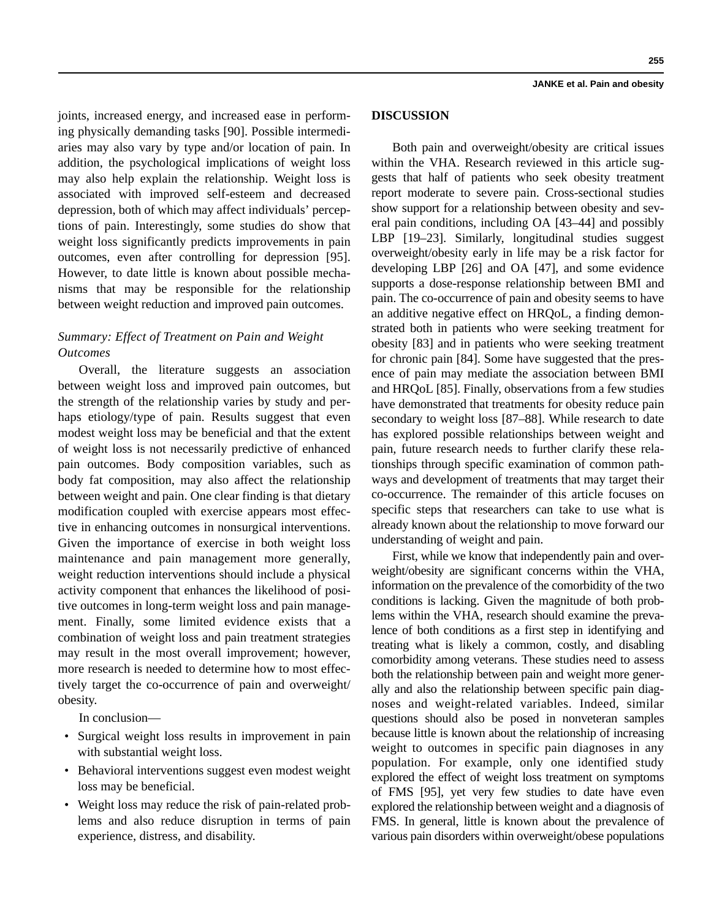joints, increased energy, and increased ease in performing physically demanding tasks [90]. Possible intermediaries may also vary by type and/or location of pain. In addition, the psychological implications of weight loss may also help explain the relationship. Weight loss is associated with improved self-esteem and decreased depression, both of which may affect individuals' perceptions of pain. Interestingly, some studies do show that weight loss significantly predicts improvements in pain outcomes, even after controlling for depression [95]. However, to date little is known about possible mechanisms that may be responsible for the relationship between weight reduction and improved pain outcomes.

### *Summary: Effect of Treatment on Pain and Weight Outcomes*

Overall, the literature suggests an association between weight loss and improved pain outcomes, but the strength of the relationship varies by study and perhaps etiology/type of pain. Results suggest that even modest weight loss may be beneficial and that the extent of weight loss is not necessarily predictive of enhanced pain outcomes. Body composition variables, such as body fat composition, may also affect the relationship between weight and pain. One clear finding is that dietary modification coupled with exercise appears most effective in enhancing outcomes in nonsurgical interventions. Given the importance of exercise in both weight loss maintenance and pain management more generally, weight reduction interventions should include a physical activity component that enhances the likelihood of positive outcomes in long-term weight loss and pain management. Finally, some limited evidence exists that a combination of weight loss and pain treatment strategies may result in the most overall improvement; however, more research is needed to determine how to most effectively target the co-occurrence of pain and overweight/obesity.

In conclusion—

- Surgical weight loss results in improvement in pain with substantial weight loss.
- Behavioral interventions suggest even modest weight loss may be beneficial.
- Weight loss may reduce the risk of pain-related problems and also reduce disruption in terms of pain experience, distress, and disability.

## DISCUSSION

Both pain and overweight/obesity are critical issues within the VHA. Research reviewed in this article suggests that half of patients who seek obesity treatment report moderate to severe pain. Cross-sectional studies show support for a relationship between obesity and several pain conditions, including OA [43–44] and possibly LBP [19–23]. Similarly, longitudinal studies suggest overweight/obesity early in life may be a risk factor for developing LBP [26] and OA [47], and some evidence supports a dose-response relationship between BMI and pain. The co-occurrence of pain and obesity seems to have an additive negative effect on HRQoL, a finding demonstrated both in patients who were seeking treatment for obesity [83] and in patients who were seeking treatment for chronic pain [84]. Some have suggested that the presence of pain may mediate the association between BMI and HRQoL [85]. Finally, observations from a few studies have demonstrated that treatments for obesity reduce pain secondary to weight loss [87–88]. While research to date has explored possible relationships between weight and pain, future research needs to further clarify these relationships through specific examination of common pathways and development of treatments that may target their co-occurrence. The remainder of this article focuses on specific steps that researchers can take to use what is already known about the relationship to move forward our understanding of weight and pain.

First, while we know that independently pain and overweight/obesity are significant concerns within the VHA, information on the prevalence of the comorbidity of the two conditions is lacking. Given the magnitude of both problems within the VHA, research should examine the prevalence of both conditions as a first step in identifying and treating what is likely a common, costly, and disabling comorbidity among veterans. These studies need to assess both the relationship between pain and weight more generally and also the relationship between specific pain diagnoses and weight-related variables. Indeed, similar questions should also be posed in nonveteran samples because little is known about the relationship of increasing weight to outcomes in specific pain diagnoses in any population. For example, only one identified study explored the effect of weight loss treatment on symptoms of FMS [95], yet very few studies to date have even explored the relationship between weight and a diagnosis of FMS. In general, little is known about the prevalence of various pain disorders within overweight/obese populations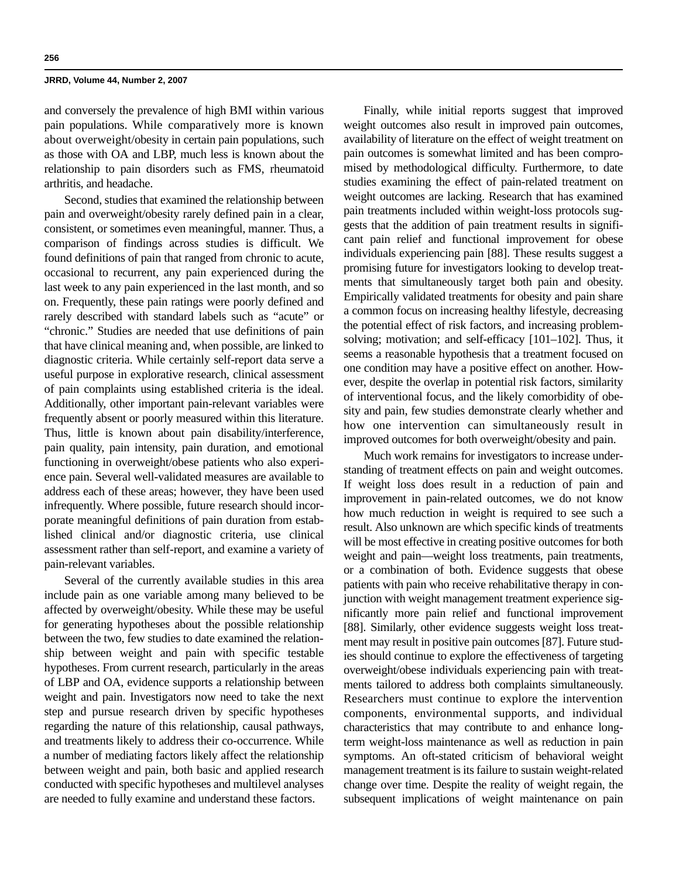and conversely the prevalence of high BMI within various pain populations. While comparatively more is known about overweight/obesity in certain pain populations, such as those with OA and LBP, much less is known about the relationship to pain disorders such as FMS, rheumatoid arthritis, and headache.

Second, studies that examined the relationship between pain and overweight/obesity rarely defined pain in a clear, consistent, or sometimes even meaningful, manner. Thus, a comparison of findings across studies is difficult. We found definitions of pain that ranged from chronic to acute, occasional to recurrent, any pain experienced during the last week to any pain experienced in the last month, and so on. Frequently, these pain ratings were poorly defined and rarely described with standard labels such as "acute" or "chronic." Studies are needed that use definitions of pain that have clinical meaning and, when possible, are linked to diagnostic criteria. While certainly self-report data serve a useful purpose in explorative research, clinical assessment of pain complaints using established criteria is the ideal. Additionally, other important pain-relevant variables were frequently absent or poorly measured within this literature. Thus, little is known about pain disability/interference, pain quality, pain intensity, pain duration, and emotional functioning in overweight/obese patients who also experience pain. Several well-validated measures are available to address each of these areas; however, they have been used infrequently. Where possible, future research should incorporate meaningful definitions of pain duration from established clinical and/or diagnostic criteria, use clinical assessment rather than self-report, and examine a variety of pain-relevant variables.

Several of the currently available studies in this area include pain as one variable among many believed to be affected by overweight/obesity. While these may be useful for generating hypotheses about the possible relationship between the two, few studies to date examined the relationship between weight and pain with specific testable hypotheses. From current research, particularly in the areas of LBP and OA, evidence supports a relationship between weight and pain. Investigators now need to take the next step and pursue research driven by specific hypotheses regarding the nature of this relationship, causal pathways, and treatments likely to address their co-occurrence. While a number of mediating factors likely affect the relationship between weight and pain, both basic and applied research conducted with specific hypotheses and multilevel analyses are needed to fully examine and understand these factors.

Finally, while initial reports suggest that improved weight outcomes also result in improved pain outcomes, availability of literature on the effect of weight treatment on pain outcomes is somewhat limited and has been compromised by methodological difficulty. Furthermore, to date studies examining the effect of pain-related treatment on weight outcomes are lacking. Research that has examined pain treatments included within weight-loss protocols suggests that the addition of pain treatment results in significant pain relief and functional improvement for obese individuals experiencing pain [88]. These results suggest a promising future for investigators looking to develop treatments that simultaneously target both pain and obesity. Empirically validated treatments for obesity and pain share a common focus on increasing healthy lifestyle, decreasing the potential effect of risk factors, and increasing problem-solving; motivation; and self-efficacy [101–102]. Thus, it seems a reasonable hypothesis that a treatment focused on one condition may have a positive effect on another. However, despite the overlap in potential risk factors, similarity of interventional focus, and the likely comorbidity of obesity and pain, few studies demonstrate clearly whether and how one intervention can simultaneously result in improved outcomes for both overweight/obesity and pain.

Much work remains for investigators to increase understanding of treatment effects on pain and weight outcomes. If weight loss does result in a reduction of pain and improvement in pain-related outcomes, we do not know how much reduction in weight is required to see such a result. Also unknown are which specific kinds of treatments will be most effective in creating positive outcomes for both weight and pain—weight loss treatments, pain treatments, or a combination of both. Evidence suggests that obese patients with pain who receive rehabilitative therapy in conjunction with weight management treatment experience significantly more pain relief and functional improvement [88]. Similarly, other evidence suggests weight loss treatment may result in positive pain outcomes [87]. Future studies should continue to explore the effectiveness of targeting overweight/obese individuals experiencing pain with treatments tailored to address both complaints simultaneously. Researchers must continue to explore the intervention components, environmental supports, and individual characteristics that may contribute to and enhance long-term weight-loss maintenance as well as reduction in pain symptoms. An oft-stated criticism of behavioral weight management treatment is its failure to sustain weight-related change over time. Despite the reality of weight regain, the subsequent implications of weight maintenance on pain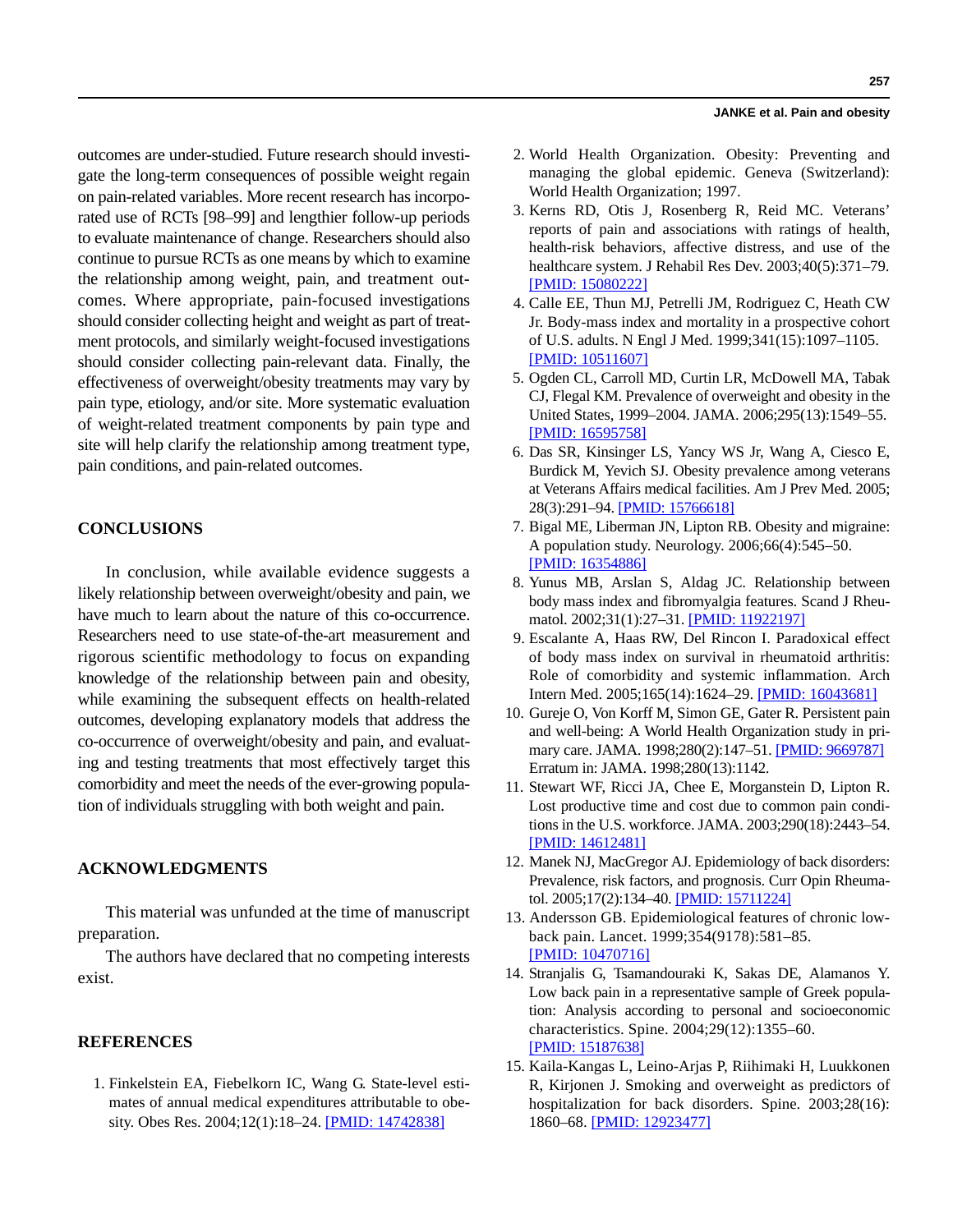outcomes are under-studied. Future research should investigate the long-term consequences of possible weight regain on pain-related variables. More recent research has incorporated use of RCTs [98–99] and lengthier follow-up periods to evaluate maintenance of change. Researchers should also continue to pursue RCTs as one means by which to examine the relationship among weight, pain, and treatment outcomes. Where appropriate, pain-focused investigations should consider collecting height and weight as part of treatment protocols, and similarly weight-focused investigations should consider collecting pain-relevant data. Finally, the effectiveness of overweight/obesity treatments may vary by pain type, etiology, and/or site. More systematic evaluation of weight-related treatment components by pain type and site will help clarify the relationship among treatment type, pain conditions, and pain-related outcomes.

## CONCLUSIONS

In conclusion, while available evidence suggests a likely relationship between overweight/obesity and pain, we have much to learn about the nature of this co-occurrence. Researchers need to use state-of-the-art measurement and rigorous scientific methodology to focus on expanding knowledge of the relationship between pain and obesity, while examining the subsequent effects on health-related outcomes, developing explanatory models that address the co-occurrence of overweight/obesity and pain, and evaluating and testing treatments that most effectively target this comorbidity and meet the needs of the ever-growing population of individuals struggling with both weight and pain.

## ACKNOWLEDGMENTS

This material was unfunded at the time of manuscript preparation.

The authors have declared that no competing interests exist.

## REFERENCES

1. Finkelstein EA, Fiebelkorn IC, Wang G. State-level estimates of annual medical expenditures attributable to obesity. Obes Res. 2004;12(1):18–24. [PMID: 14742838]
2. World Health Organization. Obesity: Preventing and managing the global epidemic. Geneva (Switzerland): World Health Organization; 1997.
3. Kerns RD, Otis J, Rosenberg R, Reid MC. Veterans' reports of pain and associations with ratings of health, health-risk behaviors, affective distress, and use of the healthcare system. J Rehabil Res Dev. 2003;40(5):371–79. [PMID: 15080222]
4. Calle EE, Thun MJ, Petrelli JM, Rodriguez C, Heath CW Jr. Body-mass index and mortality in a prospective cohort of U.S. adults. N Engl J Med. 1999;341(15):1097–1105. [PMID: 10511607]
5. Ogden CL, Carroll MD, Curtin LR, McDowell MA, Tabak CJ, Flegal KM. Prevalence of overweight and obesity in the United States, 1999–2004. JAMA. 2006;295(13):1549–55. [PMID: 16595758]
6. Das SR, Kinsinger LS, Yancy WS Jr, Wang A, Ciesco E, Burdick M, Yevich SJ. Obesity prevalence among veterans at Veterans Affairs medical facilities. Am J Prev Med. 2005; 28(3):291–94. [PMID: 15766618]
7. Bigal ME, Liberman JN, Lipton RB. Obesity and migraine: A population study. Neurology. 2006;66(4):545–50. [PMID: 16354886]
8. Yunus MB, Arslan S, Aldag JC. Relationship between body mass index and fibromyalgia features. Scand J Rheumatol. 2002;31(1):27–31. [PMID: 11922197]
9. Escalante A, Haas RW, Del Rincon I. Paradoxical effect of body mass index on survival in rheumatoid arthritis: Role of comorbidity and systemic inflammation. Arch Intern Med. 2005;165(14):1624–29. [PMID: 16043681]
10. Gureje O, Von Korff M, Simon GE, Gater R. Persistent pain and well-being: A World Health Organization study in primary care. JAMA. 1998;280(2):147–51. [PMID: 9669787] Erratum in: JAMA. 1998;280(13):1142.
11. Stewart WF, Ricci JA, Chee E, Morganstein D, Lipton R. Lost productive time and cost due to common pain conditions in the U.S. workforce. JAMA. 2003;290(18):2443–54. [PMID: 14612481]
12. Manek NJ, MacGregor AJ. Epidemiology of back disorders: Prevalence, risk factors, and prognosis. Curr Opin Rheumatol. 2005;17(2):134–40. [PMID: 15711224]
13. Andersson GB. Epidemiological features of chronic low-back pain. Lancet. 1999;354(9178):581–85. [PMID: 10470716]
14. Stranjalis G, Tsamandouraki K, Sakas DE, Alamanos Y. Low back pain in a representative sample of Greek population: Analysis according to personal and socioeconomic characteristics. Spine. 2004;29(12):1355–60. [PMID: 15187638]
15. Kaila-Kangas L, Leino-Arjas P, Riihimaki H, Luukkonen R, Kirjonen J. Smoking and overweight as predictors of hospitalization for back disorders. Spine. 2003;28(16): 1860–68. [PMID: 12923477]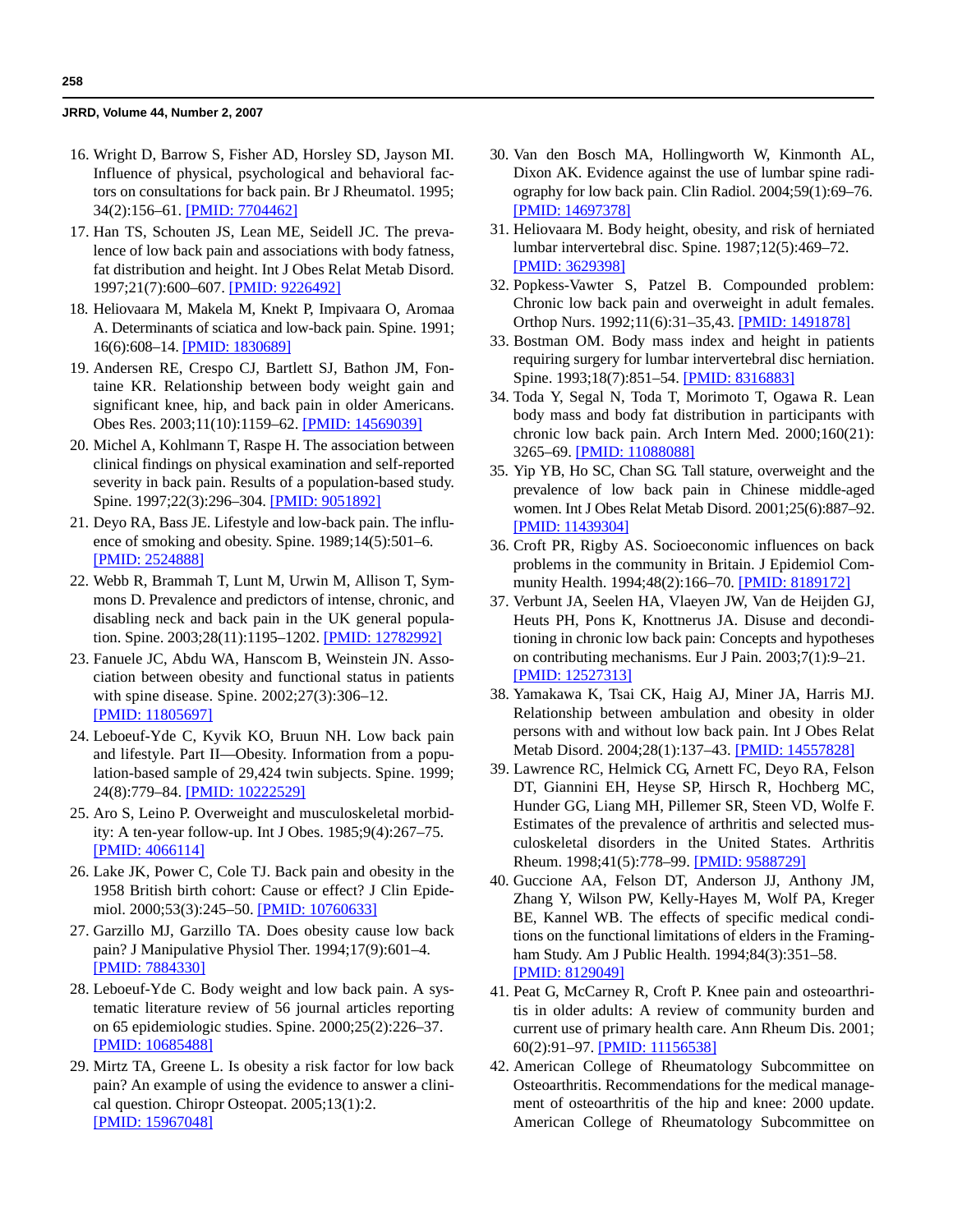16. Wright D, Barrow S, Fisher AD, Horsley SD, Jayson MI. Influence of physical, psychological and behavioral factors on consultations for back pain. Br J Rheumatol. 1995; 34(2):156–61. [PMID: 7704462]
17. Han TS, Schouten JS, Lean ME, Seidell JC. The prevalence of low back pain and associations with body fatness, fat distribution and height. Int J Obes Relat Metab Disord. 1997;21(7):600–607. [PMID: 9226492]
18. Heliovaara M, Makela M, Knekt P, Impivaara O, Aromaa A. Determinants of sciatica and low-back pain. Spine. 1991; 16(6):608–14. [PMID: 1830689]
19. Andersen RE, Crespo CJ, Bartlett SJ, Bathon JM, Fontaine KR. Relationship between body weight gain and significant knee, hip, and back pain in older Americans. Obes Res. 2003;11(10):1159–62. [PMID: 14569039]
20. Michel A, Kohlmann T, Raspe H. The association between clinical findings on physical examination and self-reported severity in back pain. Results of a population-based study. Spine. 1997;22(3):296–304. [PMID: 9051892]
21. Deyo RA, Bass JE. Lifestyle and low-back pain. The influence of smoking and obesity. Spine. 1989;14(5):501–6. [PMID: 2524888]
22. Webb R, Brammah T, Lunt M, Urwin M, Allison T, Symmons D. Prevalence and predictors of intense, chronic, and disabling neck and back pain in the UK general population. Spine. 2003;28(11):1195–1202. [PMID: 12782992]
23. Fanuele JC, Abdu WA, Hanscom B, Weinstein JN. Association between obesity and functional status in patients with spine disease. Spine. 2002;27(3):306–12. [PMID: 11805697]
24. Leboeuf-Yde C, Kyvik KO, Bruun NH. Low back pain and lifestyle. Part II—Obesity. Information from a population-based sample of 29,424 twin subjects. Spine. 1999; 24(8):779–84. [PMID: 10222529]
25. Aro S, Leino P. Overweight and musculoskeletal morbidity: A ten-year follow-up. Int J Obes. 1985;9(4):267–75. [PMID: 4066114]
26. Lake JK, Power C, Cole TJ. Back pain and obesity in the 1958 British birth cohort: Cause or effect? J Clin Epidemiol. 2000;53(3):245–50. [PMID: 10760633]
27. Garzillo MJ, Garzillo TA. Does obesity cause low back pain? J Manipulative Physiol Ther. 1994;17(9):601–4. [PMID: 7884330]
28. Leboeuf-Yde C. Body weight and low back pain. A systematic literature review of 56 journal articles reporting on 65 epidemiologic studies. Spine. 2000;25(2):226–37. [PMID: 10685488]
29. Mirtz TA, Greene L. Is obesity a risk factor for low back pain? An example of using the evidence to answer a clinical question. Chiropr Osteopat. 2005;13(1):2. [PMID: 15967048]
30. Van den Bosch MA, Hollingworth W, Kinmonth AL, Dixon AK. Evidence against the use of lumbar spine radiography for low back pain. Clin Radiol. 2004;59(1):69–76. [PMID: 14697378]
31. Heliovaara M. Body height, obesity, and risk of herniated lumbar intervertebral disc. Spine. 1987;12(5):469–72. [PMID: 3629398]
32. Popkess-Vawter S, Patzel B. Compounded problem: Chronic low back pain and overweight in adult females. Orthop Nurs. 1992;11(6):31–35,43. [PMID: 1491878]
33. Bostman OM. Body mass index and height in patients requiring surgery for lumbar intervertebral disc herniation. Spine. 1993;18(7):851–54. [PMID: 8316883]
34. Toda Y, Segal N, Toda T, Morimoto T, Ogawa R. Lean body mass and body fat distribution in participants with chronic low back pain. Arch Intern Med. 2000;160(21): 3265–69. [PMID: 11088088]
35. Yip YB, Ho SC, Chan SG. Tall stature, overweight and the prevalence of low back pain in Chinese middle-aged women. Int J Obes Relat Metab Disord. 2001;25(6):887–92. [PMID: 11439304]
36. Croft PR, Rigby AS. Socioeconomic influences on back problems in the community in Britain. J Epidemiol Community Health. 1994;48(2):166–70. [PMID: 8189172]
37. Verbunt JA, Seelen HA, Vlaeyen JW, Van de Heijden GJ, Heuts PH, Pons K, Knottnerus JA. Disuse and deconditioning in chronic low back pain: Concepts and hypotheses on contributing mechanisms. Eur J Pain. 2003;7(1):9–21. [PMID: 12527313]
38. Yamakawa K, Tsai CK, Haig AJ, Miner JA, Harris MJ. Relationship between ambulation and obesity in older persons with and without low back pain. Int J Obes Relat Metab Disord. 2004;28(1):137–43. [PMID: 14557828]
39. Lawrence RC, Helmick CG, Arnett FC, Deyo RA, Felson DT, Giannini EH, Heyse SP, Hirsch R, Hochberg MC, Hunder GG, Liang MH, Pillemer SR, Steen VD, Wolfe F. Estimates of the prevalence of arthritis and selected musculoskeletal disorders in the United States. Arthritis Rheum. 1998;41(5):778–99. [PMID: 9588729]
40. Guccione AA, Felson DT, Anderson JJ, Anthony JM, Zhang Y, Wilson PW, Kelly-Hayes M, Wolf PA, Kreger BE, Kannel WB. The effects of specific medical conditions on the functional limitations of elders in the Framingham Study. Am J Public Health. 1994;84(3):351–58. [PMID: 8129049]
41. Peat G, McCarney R, Croft P. Knee pain and osteoarthritis in older adults: A review of community burden and current use of primary health care. Ann Rheum Dis. 2001; 60(2):91–97. [PMID: 11156538]
42. American College of Rheumatology Subcommittee on Osteoarthritis. Recommendations for the medical management of osteoarthritis of the hip and knee: 2000 update. American College of Rheumatology Subcommittee on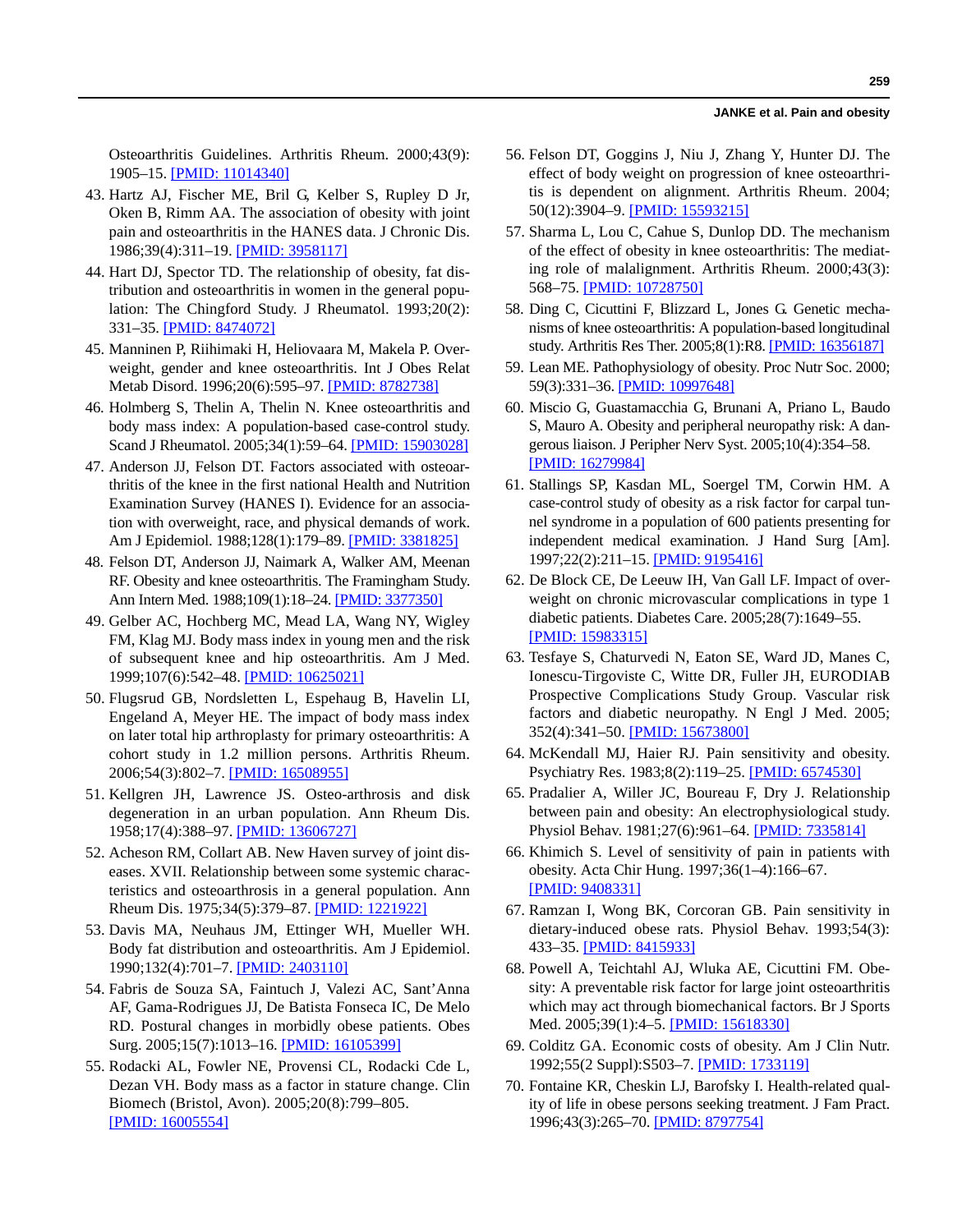Osteoarthritis Guidelines. Arthritis Rheum. 2000;43(9):1905–15. [PMID: 11014340]

43. Hartz AJ, Fischer ME, Bril G, Kelber S, Rupley D Jr, Oken B, Rimm AA. The association of obesity with joint pain and osteoarthritis in the HANES data. J Chronic Dis. 1986;39(4):311–19. [PMID: 3958117]
44. Hart DJ, Spector TD. The relationship of obesity, fat distribution and osteoarthritis in women in the general population: The Chingford Study. J Rheumatol. 1993;20(2):331–35. [PMID: 8474072]
45. Manninen P, Riihimaki H, Heliovaara M, Makela P. Overweight, gender and knee osteoarthritis. Int J Obes Relat Metab Disord. 1996;20(6):595–97. [PMID: 8782738]
46. Holmberg S, Thelin A, Thelin N. Knee osteoarthritis and body mass index: A population-based case-control study. Scand J Rheumatol. 2005;34(1):59–64. [PMID: 15903028]
47. Anderson JJ, Felson DT. Factors associated with osteoarthritis of the knee in the first national Health and Nutrition Examination Survey (HANES I). Evidence for an association with overweight, race, and physical demands of work. Am J Epidemiol. 1988;128(1):179–89. [PMID: 3381825]
48. Felson DT, Anderson JJ, Naimark A, Walker AM, Meenan RF. Obesity and knee osteoarthritis. The Framingham Study. Ann Intern Med. 1988;109(1):18–24. [PMID: 3377350]
49. Gelber AC, Hochberg MC, Mead LA, Wang NY, Wigley FM, Klag MJ. Body mass index in young men and the risk of subsequent knee and hip osteoarthritis. Am J Med. 1999;107(6):542–48. [PMID: 10625021]
50. Flugsrud GB, Nordsletten L, Espehaug B, Havelin LI, Engeland A, Meyer HE. The impact of body mass index on later total hip arthroplasty for primary osteoarthritis: A cohort study in 1.2 million persons. Arthritis Rheum. 2006;54(3):802–7. [PMID: 16508955]
51. Kellgren JH, Lawrence JS. Osteo-arthrosis and disk degeneration in an urban population. Ann Rheum Dis. 1958;17(4):388–97. [PMID: 13606727]
52. Acheson RM, Collart AB. New Haven survey of joint diseases. XVII. Relationship between some systemic characteristics and osteoarthrosis in a general population. Ann Rheum Dis. 1975;34(5):379–87. [PMID: 1221922]
53. Davis MA, Neuhaus JM, Ettinger WH, Mueller WH. Body fat distribution and osteoarthritis. Am J Epidemiol. 1990;132(4):701–7. [PMID: 2403110]
54. Fabris de Souza SA, Faintuch J, Valezi AC, Sant'Anna AF, Gama-Rodrigues JJ, De Batista Fonseca IC, De Melo RD. Postural changes in morbidly obese patients. Obes Surg. 2005;15(7):1013–16. [PMID: 16105399]
55. Rodacki AL, Fowler NE, Provensi CL, Rodacki Cde L, Dezan VH. Body mass as a factor in stature change. Clin Biomech (Bristol, Avon). 2005;20(8):799–805. [PMID: 16005554]
56. Felson DT, Goggins J, Niu J, Zhang Y, Hunter DJ. The effect of body weight on progression of knee osteoarthritis is dependent on alignment. Arthritis Rheum. 2004;50(12):3904–9. [PMID: 15593215]
57. Sharma L, Lou C, Cahue S, Dunlop DD. The mechanism of the effect of obesity in knee osteoarthritis: The mediating role of malalignment. Arthritis Rheum. 2000;43(3):568–75. [PMID: 10728750]
58. Ding C, Cicuttini F, Blizzard L, Jones G. Genetic mechanisms of knee osteoarthritis: A population-based longitudinal study. Arthritis Res Ther. 2005;8(1):R8. [PMID: 16356187]
59. Lean ME. Pathophysiology of obesity. Proc Nutr Soc. 2000;59(3):331–36. [PMID: 10997648]
60. Miscio G, Guastamacchia G, Brunani A, Priano L, Baudo S, Mauro A. Obesity and peripheral neuropathy risk: A dangerous liaison. J Peripher Nerv Syst. 2005;10(4):354–58. [PMID: 16279984]
61. Stallings SP, Kasdan ML, Soergel TM, Corwin HM. A case-control study of obesity as a risk factor for carpal tunnel syndrome in a population of 600 patients presenting for independent medical examination. J Hand Surg [Am]. 1997;22(2):211–15. [PMID: 9195416]
62. De Block CE, De Leeuw IH, Van Gall LF. Impact of overweight on chronic microvascular complications in type 1 diabetic patients. Diabetes Care. 2005;28(7):1649–55. [PMID: 15983315]
63. Tesfaye S, Chaturvedi N, Eaton SE, Ward JD, Manes C, Ionescu-Tirgoviste C, Witte DR, Fuller JH, EURODIAB Prospective Complications Study Group. Vascular risk factors and diabetic neuropathy. N Engl J Med. 2005;352(4):341–50. [PMID: 15673800]
64. McKendall MJ, Haier RJ. Pain sensitivity and obesity. Psychiatry Res. 1983;8(2):119–25. [PMID: 6574530]
65. Pradalier A, Willer JC, Boureau F, Dry J. Relationship between pain and obesity: An electrophysiological study. Physiol Behav. 1981;27(6):961–64. [PMID: 7335814]
66. Khimich S. Level of sensitivity of pain in patients with obesity. Acta Chir Hung. 1997;36(1–4):166–67. [PMID: 9408331]
67. Ramzan I, Wong BK, Corcoran GB. Pain sensitivity in dietary-induced obese rats. Physiol Behav. 1993;54(3):433–35. [PMID: 8415933]
68. Powell A, Teichtahl AJ, Wluka AE, Cicuttini FM. Obesity: A preventable risk factor for large joint osteoarthritis which may act through biomechanical factors. Br J Sports Med. 2005;39(1):4–5. [PMID: 15618330]
69. Colditz GA. Economic costs of obesity. Am J Clin Nutr. 1992;55(2 Suppl):S503–7. [PMID: 1733119]
70. Fontaine KR, Cheskin LJ, Barofsky I. Health-related quality of life in obese persons seeking treatment. J Fam Pract. 1996;43(3):265–70. [PMID: 8797754]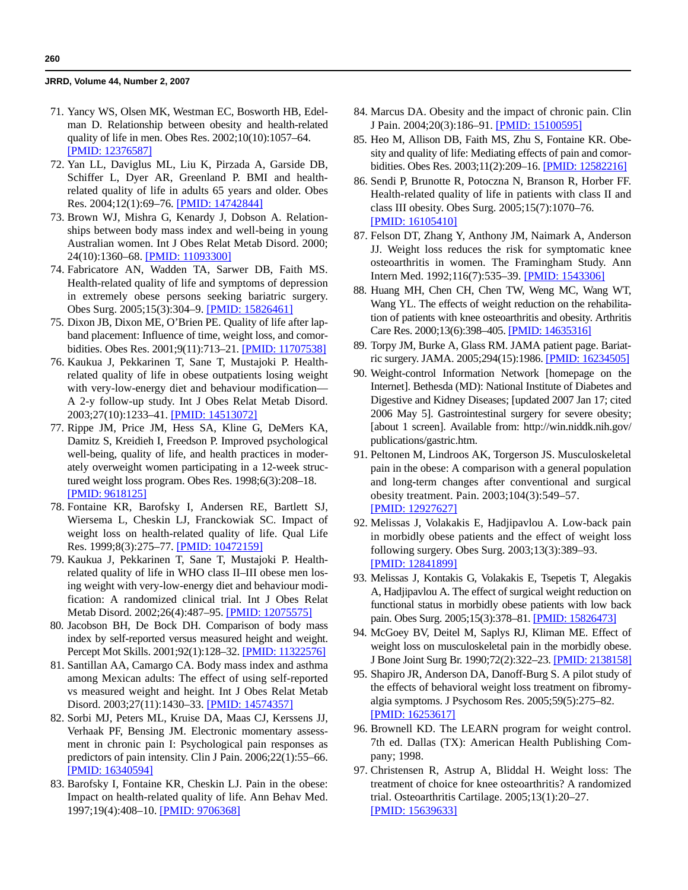71. Yancy WS, Olsen MK, Westman EC, Bosworth HB, Edelman D. Relationship between obesity and health-related quality of life in men. Obes Res. 2002;10(10):1057–64. [PMID: 12376587]
72. Yan LL, Daviglus ML, Liu K, Pirzada A, Garside DB, Schiffer L, Dyer AR, Greenland P. BMI and health-related quality of life in adults 65 years and older. Obes Res. 2004;12(1):69–76. [PMID: 14742844]
73. Brown WJ, Mishra G, Kenardy J, Dobson A. Relationships between body mass index and well-being in young Australian women. Int J Obes Relat Metab Disord. 2000; 24(10):1360–68. [PMID: 11093300]
74. Fabricatore AN, Wadden TA, Sarwer DB, Faith MS. Health-related quality of life and symptoms of depression in extremely obese persons seeking bariatric surgery. Obes Surg. 2005;15(3):304–9. [PMID: 15826461]
75. Dixon JB, Dixon ME, O'Brien PE. Quality of life after lap-band placement: Influence of time, weight loss, and comorbidities. Obes Res. 2001;9(11):713–21. [PMID: 11707538]
76. Kaukua J, Pekkarinen T, Sane T, Mustajoki P. Health-related quality of life in obese outpatients losing weight with very-low-energy diet and behaviour modification—A 2-y follow-up study. Int J Obes Relat Metab Disord. 2003;27(10):1233–41. [PMID: 14513072]
77. Rippe JM, Price JM, Hess SA, Kline G, DeMers KA, Damitz S, Kreidieh I, Freedson P. Improved psychological well-being, quality of life, and health practices in moderately overweight women participating in a 12-week structured weight loss program. Obes Res. 1998;6(3):208–18. [PMID: 9618125]
78. Fontaine KR, Barofsky I, Andersen RE, Bartlett SJ, Wiersema L, Cheskin LJ, Franckowiak SC. Impact of weight loss on health-related quality of life. Qual Life Res. 1999;8(3):275–77. [PMID: 10472159]
79. Kaukua J, Pekkarinen T, Sane T, Mustajoki P. Health-related quality of life in WHO class II–III obese men losing weight with very-low-energy diet and behaviour modification: A randomized clinical trial. Int J Obes Relat Metab Disord. 2002;26(4):487–95. [PMID: 12075575]
80. Jacobson BH, De Bock DH. Comparison of body mass index by self-reported versus measured height and weight. Percept Mot Skills. 2001;92(1):128–32. [PMID: 11322576]
81. Santillan AA, Camargo CA. Body mass index and asthma among Mexican adults: The effect of using self-reported vs measured weight and height. Int J Obes Relat Metab Disord. 2003;27(11):1430–33. [PMID: 14574357]
82. Sorbi MJ, Peters ML, Kruise DA, Maas CJ, Kerssens JJ, Verhaak PF, Bensing JM. Electronic momentary assessment in chronic pain I: Psychological pain responses as predictors of pain intensity. Clin J Pain. 2006;22(1):55–66. [PMID: 16340594]
83. Barofsky I, Fontaine KR, Cheskin LJ. Pain in the obese: Impact on health-related quality of life. Ann Behav Med. 1997;19(4):408–10. [PMID: 9706368]
84. Marcus DA. Obesity and the impact of chronic pain. Clin J Pain. 2004;20(3):186–91. [PMID: 15100595]
85. Heo M, Allison DB, Faith MS, Zhu S, Fontaine KR. Obesity and quality of life: Mediating effects of pain and comorbidities. Obes Res. 2003;11(2):209–16. [PMID: 12582216]
86. Sendi P, Brunotte R, Potoczna N, Branson R, Horber FF. Health-related quality of life in patients with class II and class III obesity. Obes Surg. 2005;15(7):1070–76. [PMID: 16105410]
87. Felson DT, Zhang Y, Anthony JM, Naimark A, Anderson JJ. Weight loss reduces the risk for symptomatic knee osteoarthritis in women. The Framingham Study. Ann Intern Med. 1992;116(7):535–39. [PMID: 1543306]
88. Huang MH, Chen CH, Chen TW, Weng MC, Wang WT, Wang YL. The effects of weight reduction on the rehabilitation of patients with knee osteoarthritis and obesity. Arthritis Care Res. 2000;13(6):398–405. [PMID: 14635316]
89. Torpy JM, Burke A, Glass RM. JAMA patient page. Bariatric surgery. JAMA. 2005;294(15):1986. [PMID: 16234505]
90. Weight-control Information Network [homepage on the Internet]. Bethesda (MD): National Institute of Diabetes and Digestive and Kidney Diseases; [updated 2007 Jan 17; cited 2006 May 5]. Gastrointestinal surgery for severe obesity; [about 1 screen]. Available from: http://win.niddk.nih.gov/publications/gastric.htm.
91. Peltonen M, Lindroos AK, Torgerson JS. Musculoskeletal pain in the obese: A comparison with a general population and long-term changes after conventional and surgical obesity treatment. Pain. 2003;104(3):549–57. [PMID: 12927627]
92. Melissas J, Volakakis E, Hadjipavlou A. Low-back pain in morbidly obese patients and the effect of weight loss following surgery. Obes Surg. 2003;13(3):389–93. [PMID: 12841899]
93. Melissas J, Kontakis G, Volakakis E, Tsepetis T, Alegakis A, Hadjipavlou A. The effect of surgical weight reduction on functional status in morbidly obese patients with low back pain. Obes Surg. 2005;15(3):378–81. [PMID: 15826473]
94. McGoey BV, Deitel M, Saplys RJ, Kliman ME. Effect of weight loss on musculoskeletal pain in the morbidly obese. J Bone Joint Surg Br. 1990;72(2):322–23. [PMID: 2138158]
95. Shapiro JR, Anderson DA, Danoff-Burg S. A pilot study of the effects of behavioral weight loss treatment on fibromyalgia symptoms. J Psychosom Res. 2005;59(5):275–82. [PMID: 16253617]
96. Brownell KD. The LEARN program for weight control. 7th ed. Dallas (TX): American Health Publishing Company; 1998.
97. Christensen R, Astrup A, Bliddal H. Weight loss: The treatment of choice for knee osteoarthritis? A randomized trial. Osteoarthritis Cartilage. 2005;13(1):20–27. [PMID: 15639633]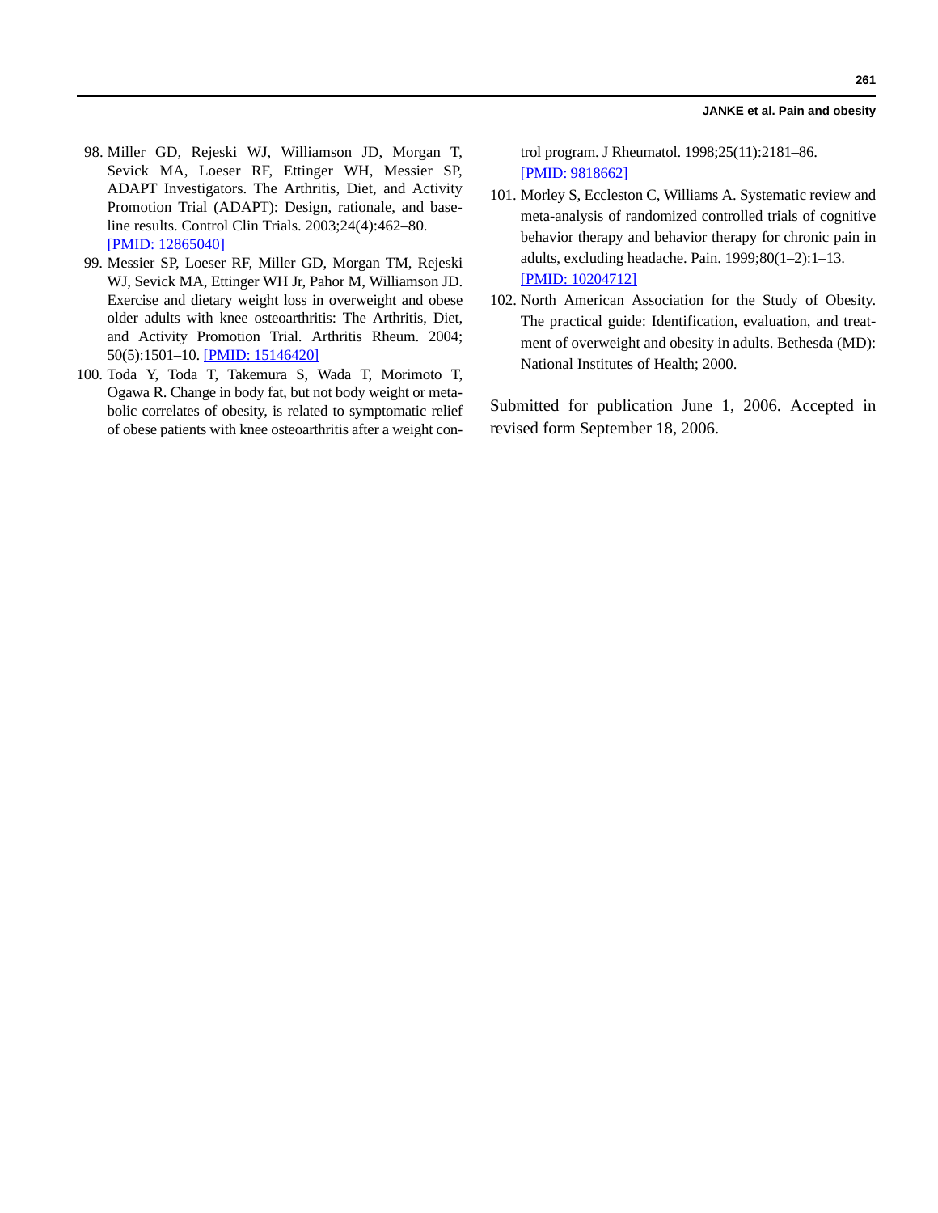98. Miller GD, Rejeski WJ, Williamson JD, Morgan T, Sevick MA, Loeser RF, Ettinger WH, Messier SP, ADAPT Investigators. The Arthritis, Diet, and Activity Promotion Trial (ADAPT): Design, rationale, and baseline results. Control Clin Trials. 2003;24(4):462–80. [PMID: 12865040]
99. Messier SP, Loeser RF, Miller GD, Morgan TM, Rejeski WJ, Sevick MA, Ettinger WH Jr, Pahor M, Williamson JD. Exercise and dietary weight loss in overweight and obese older adults with knee osteoarthritis: The Arthritis, Diet, and Activity Promotion Trial. Arthritis Rheum. 2004; 50(5):1501–10. [PMID: 15146420]
100. Toda Y, Toda T, Takemura S, Wada T, Morimoto T, Ogawa R. Change in body fat, but not body weight or metabolic correlates of obesity, is related to symptomatic relief of obese patients with knee osteoarthritis after a weight control program. J Rheumatol. 1998;25(11):2181–86. [PMID: 9818662]
101. Morley S, Eccleston C, Williams A. Systematic review and meta-analysis of randomized controlled trials of cognitive behavior therapy and behavior therapy for chronic pain in adults, excluding headache. Pain. 1999;80(1–2):1–13. [PMID: 10204712]
102. North American Association for the Study of Obesity. The practical guide: Identification, evaluation, and treatment of overweight and obesity in adults. Bethesda (MD): National Institutes of Health; 2000.

Submitted for publication June 1, 2006. Accepted in revised form September 18, 2006.